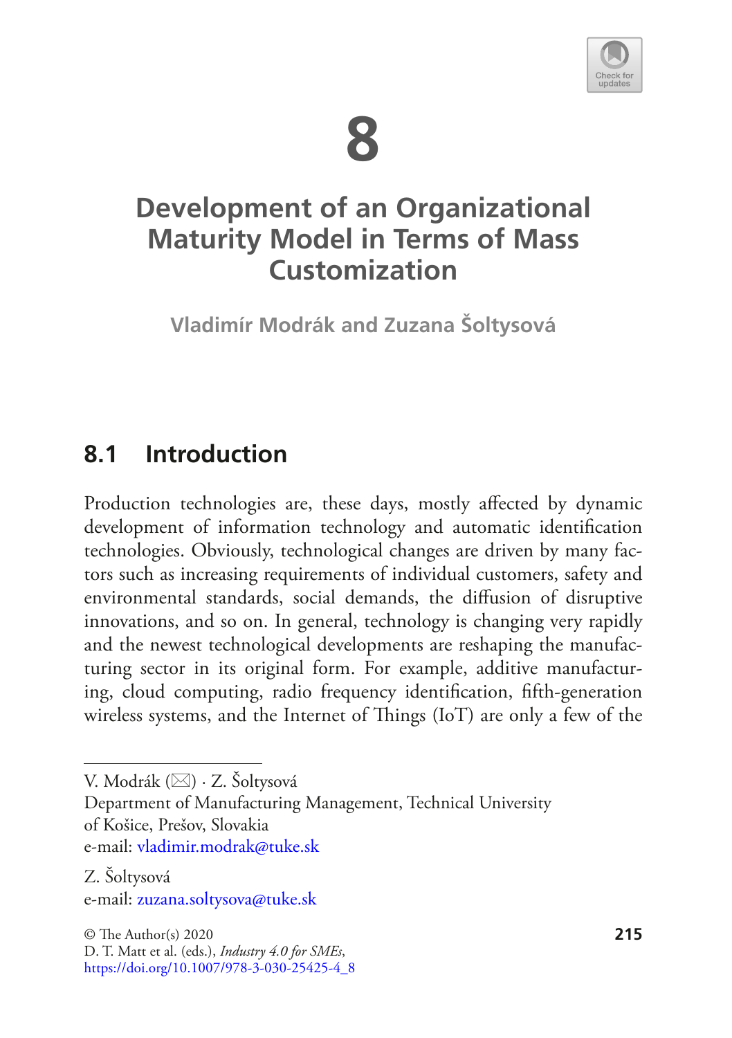# 8

# Development of an Organizational Maturity Model in Terms of Mass Customization

**Vladimír Modrák and Zuzana Šoltysová**

## 8.1 Introduction

Production technologies are, these days, mostly affected by dynamic development of information technology and automatic identification technologies. Obviously, technological changes are driven by many factors such as increasing requirements of individual customers, safety and environmental standards, social demands, the diffusion of disruptive innovations, and so on. In general, technology is changing very rapidly and the newest technological developments are reshaping the manufacturing sector in its original form. For example, additive manufacturing, cloud computing, radio frequency identification, fifth-generation wireless systems, and the Internet of Things (IoT) are only a few of the

---

V. Modrák (✉) · Z. Šoltysová
Department of Manufacturing Management, Technical University of Košice, Prešov, Slovakia
e-mail: vladimir.modrak@tuke.sk

Z. Šoltysová
e-mail: zuzana.soltysova@tuke.sk

© The Author(s) 2020
D. T. Matt et al. (eds.), *Industry 4.0 for SMEs*,
https://doi.org/10.1007/978-3-030-25425-4_8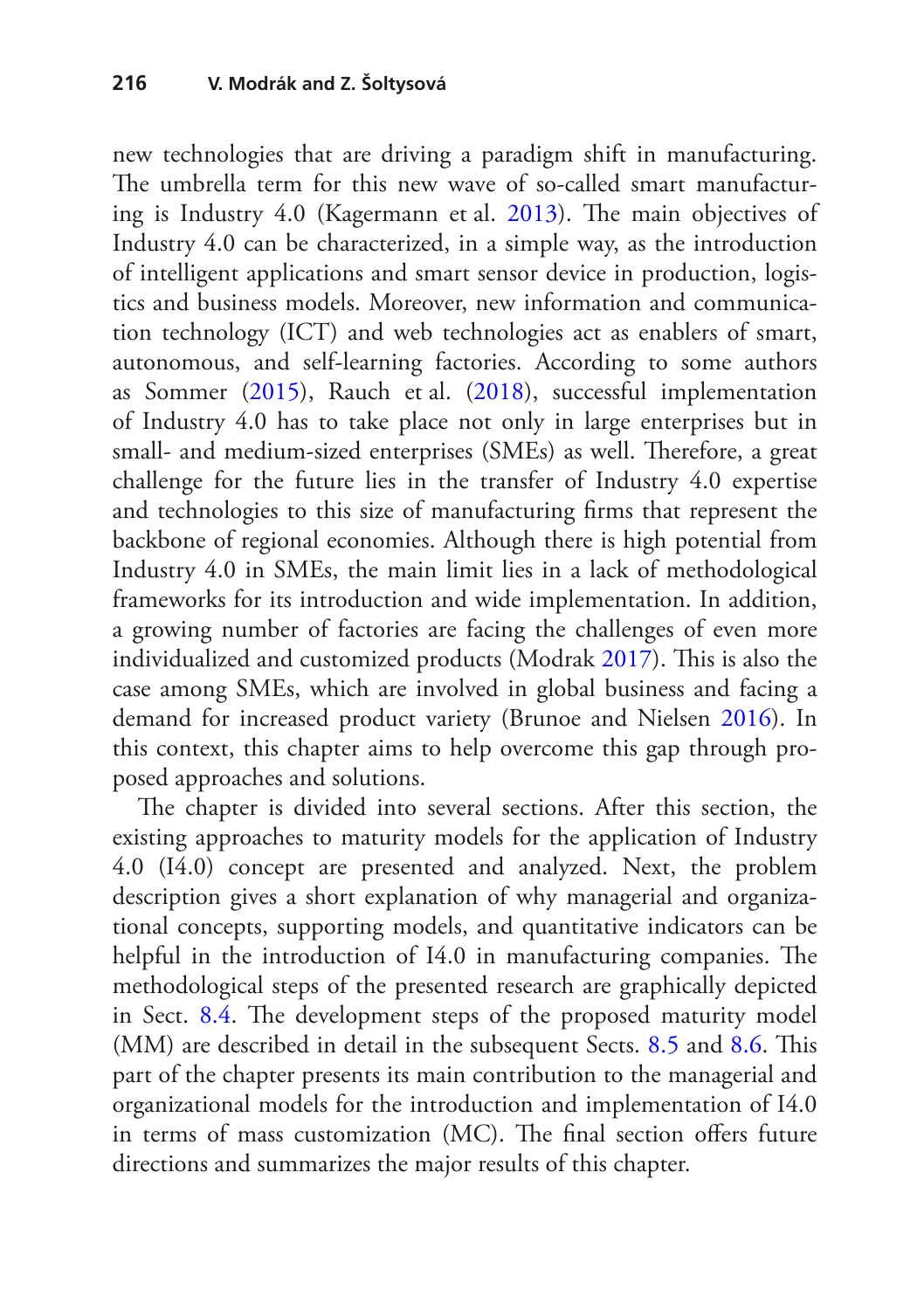new technologies that are driving a paradigm shift in manufacturing. The umbrella term for this new wave of so-called smart manufacturing is Industry 4.0 (Kagermann et al. 2013). The main objectives of Industry 4.0 can be characterized, in a simple way, as the introduction of intelligent applications and smart sensor device in production, logistics and business models. Moreover, new information and communication technology (ICT) and web technologies act as enablers of smart, autonomous, and self-learning factories. According to some authors as Sommer (2015), Rauch et al. (2018), successful implementation of Industry 4.0 has to take place not only in large enterprises but in small- and medium-sized enterprises (SMEs) as well. Therefore, a great challenge for the future lies in the transfer of Industry 4.0 expertise and technologies to this size of manufacturing firms that represent the backbone of regional economies. Although there is high potential from Industry 4.0 in SMEs, the main limit lies in a lack of methodological frameworks for its introduction and wide implementation. In addition, a growing number of factories are facing the challenges of even more individualized and customized products (Modrak 2017). This is also the case among SMEs, which are involved in global business and facing a demand for increased product variety (Brunoe and Nielsen 2016). In this context, this chapter aims to help overcome this gap through proposed approaches and solutions.

The chapter is divided into several sections. After this section, the existing approaches to maturity models for the application of Industry 4.0 (I4.0) concept are presented and analyzed. Next, the problem description gives a short explanation of why managerial and organizational concepts, supporting models, and quantitative indicators can be helpful in the introduction of I4.0 in manufacturing companies. The methodological steps of the presented research are graphically depicted in Sect. 8.4. The development steps of the proposed maturity model (MM) are described in detail in the subsequent Sects. 8.5 and 8.6. This part of the chapter presents its main contribution to the managerial and organizational models for the introduction and implementation of I4.0 in terms of mass customization (MC). The final section offers future directions and summarizes the major results of this chapter.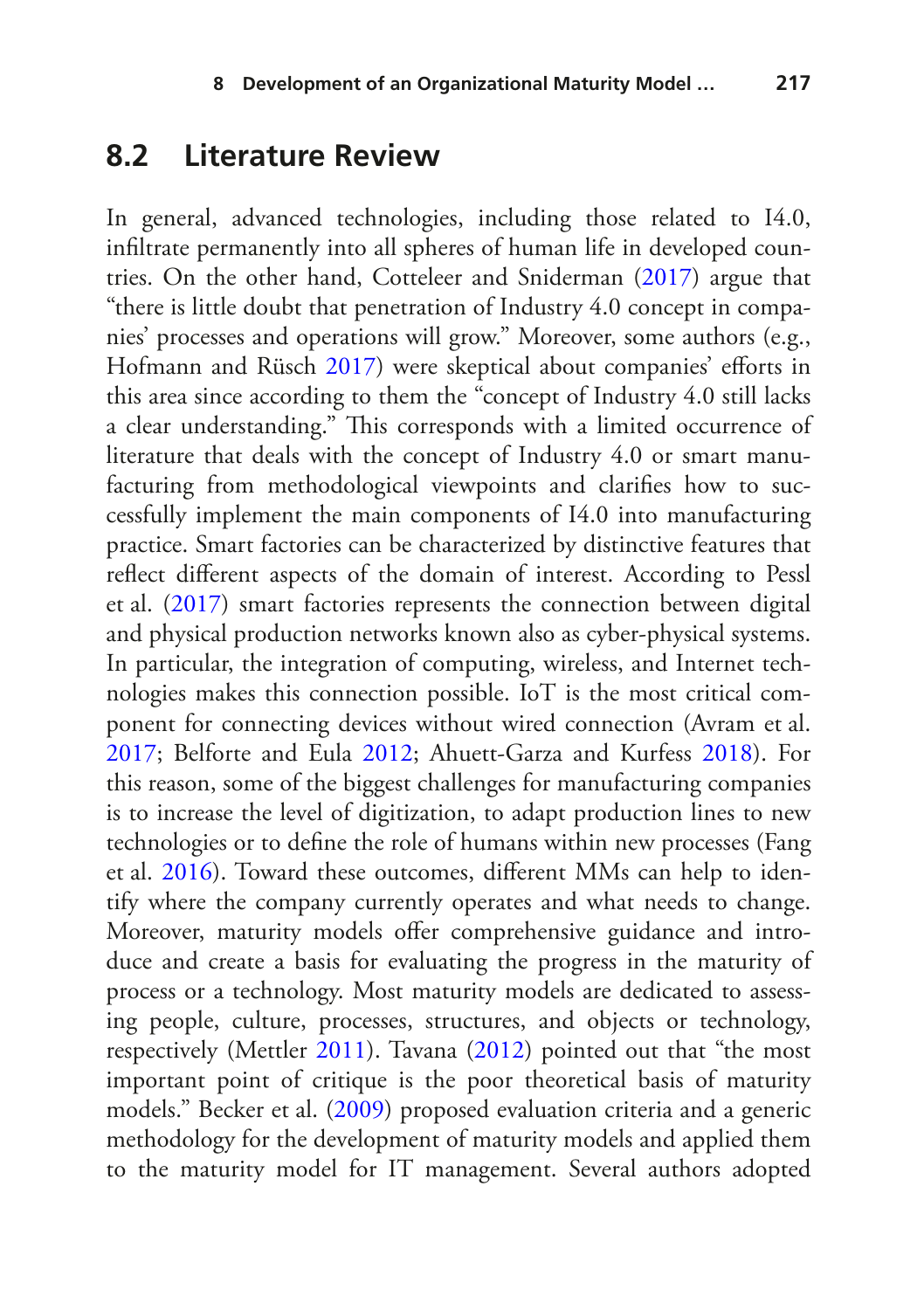## 8.2 Literature Review

In general, advanced technologies, including those related to I4.0, infiltrate permanently into all spheres of human life in developed countries. On the other hand, Cotteleer and Sniderman (2017) argue that "there is little doubt that penetration of Industry 4.0 concept in companies' processes and operations will grow." Moreover, some authors (e.g., Hofmann and Rüsch 2017) were skeptical about companies' efforts in this area since according to them the "concept of Industry 4.0 still lacks a clear understanding." This corresponds with a limited occurrence of literature that deals with the concept of Industry 4.0 or smart manufacturing from methodological viewpoints and clarifies how to successfully implement the main components of I4.0 into manufacturing practice. Smart factories can be characterized by distinctive features that reflect different aspects of the domain of interest. According to Pessl et al. (2017) smart factories represents the connection between digital and physical production networks known also as cyber-physical systems. In particular, the integration of computing, wireless, and Internet technologies makes this connection possible. IoT is the most critical component for connecting devices without wired connection (Avram et al. 2017; Belforte and Eula 2012; Ahuett-Garza and Kurfess 2018). For this reason, some of the biggest challenges for manufacturing companies is to increase the level of digitization, to adapt production lines to new technologies or to define the role of humans within new processes (Fang et al. 2016). Toward these outcomes, different MMs can help to identify where the company currently operates and what needs to change. Moreover, maturity models offer comprehensive guidance and introduce and create a basis for evaluating the progress in the maturity of process or a technology. Most maturity models are dedicated to assessing people, culture, processes, structures, and objects or technology, respectively (Mettler 2011). Tavana (2012) pointed out that "the most important point of critique is the poor theoretical basis of maturity models." Becker et al. (2009) proposed evaluation criteria and a generic methodology for the development of maturity models and applied them to the maturity model for IT management. Several authors adopted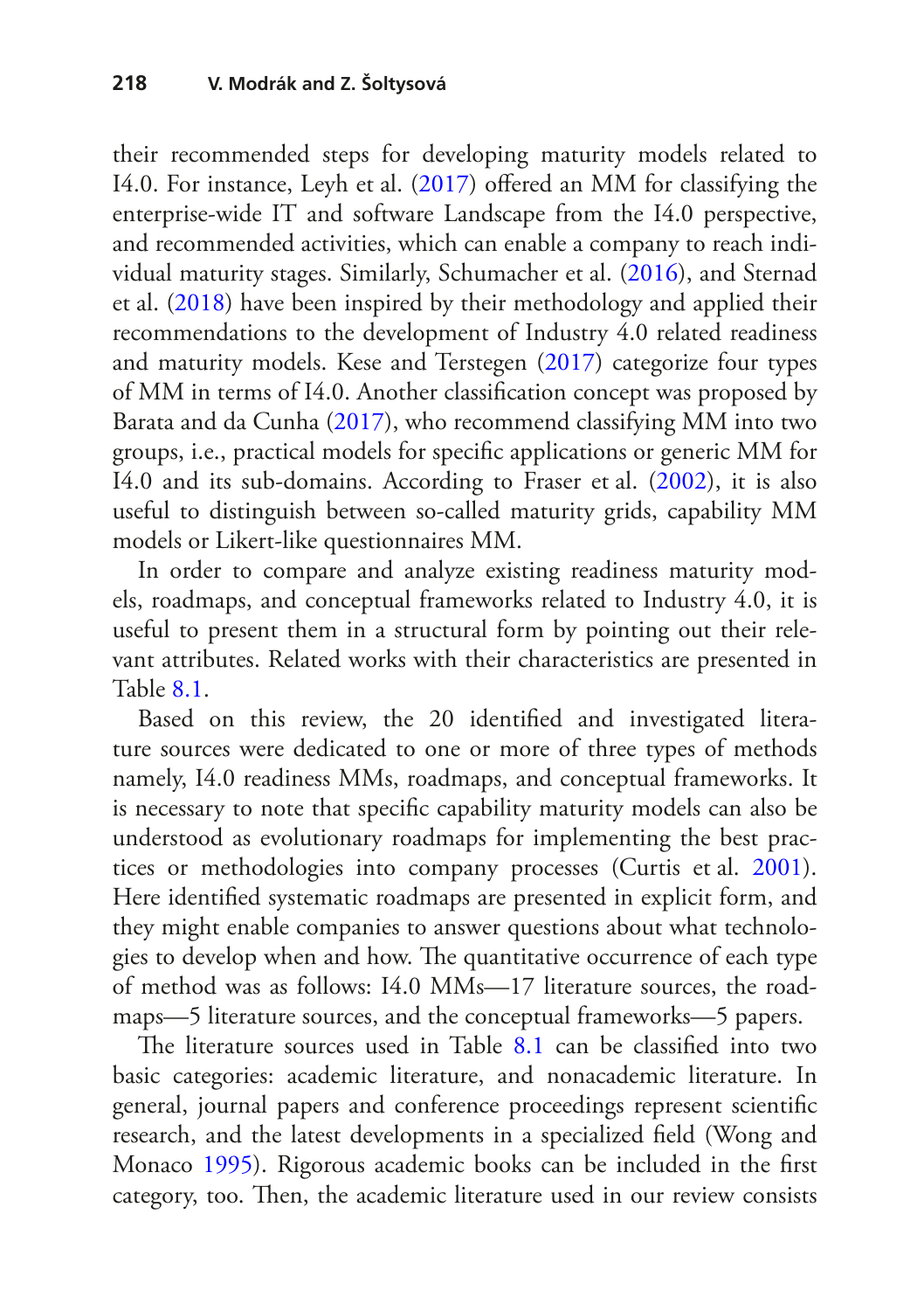their recommended steps for developing maturity models related to I4.0. For instance, Leyh et al. (2017) offered an MM for classifying the enterprise-wide IT and software Landscape from the I4.0 perspective, and recommended activities, which can enable a company to reach individual maturity stages. Similarly, Schumacher et al. (2016), and Sternad et al. (2018) have been inspired by their methodology and applied their recommendations to the development of Industry 4.0 related readiness and maturity models. Kese and Terstegen (2017) categorize four types of MM in terms of I4.0. Another classification concept was proposed by Barata and da Cunha (2017), who recommend classifying MM into two groups, i.e., practical models for specific applications or generic MM for I4.0 and its sub-domains. According to Fraser et al. (2002), it is also useful to distinguish between so-called maturity grids, capability MM models or Likert-like questionnaires MM.

In order to compare and analyze existing readiness maturity models, roadmaps, and conceptual frameworks related to Industry 4.0, it is useful to present them in a structural form by pointing out their relevant attributes. Related works with their characteristics are presented in Table 8.1.

Based on this review, the 20 identified and investigated literature sources were dedicated to one or more of three types of methods namely, I4.0 readiness MMs, roadmaps, and conceptual frameworks. It is necessary to note that specific capability maturity models can also be understood as evolutionary roadmaps for implementing the best practices or methodologies into company processes (Curtis et al. 2001). Here identified systematic roadmaps are presented in explicit form, and they might enable companies to answer questions about what technologies to develop when and how. The quantitative occurrence of each type of method was as follows: I4.0 MMs—17 literature sources, the roadmaps—5 literature sources, and the conceptual frameworks—5 papers.

The literature sources used in Table 8.1 can be classified into two basic categories: academic literature, and nonacademic literature. In general, journal papers and conference proceedings represent scientific research, and the latest developments in a specialized field (Wong and Monaco 1995). Rigorous academic books can be included in the first category, too. Then, the academic literature used in our review consists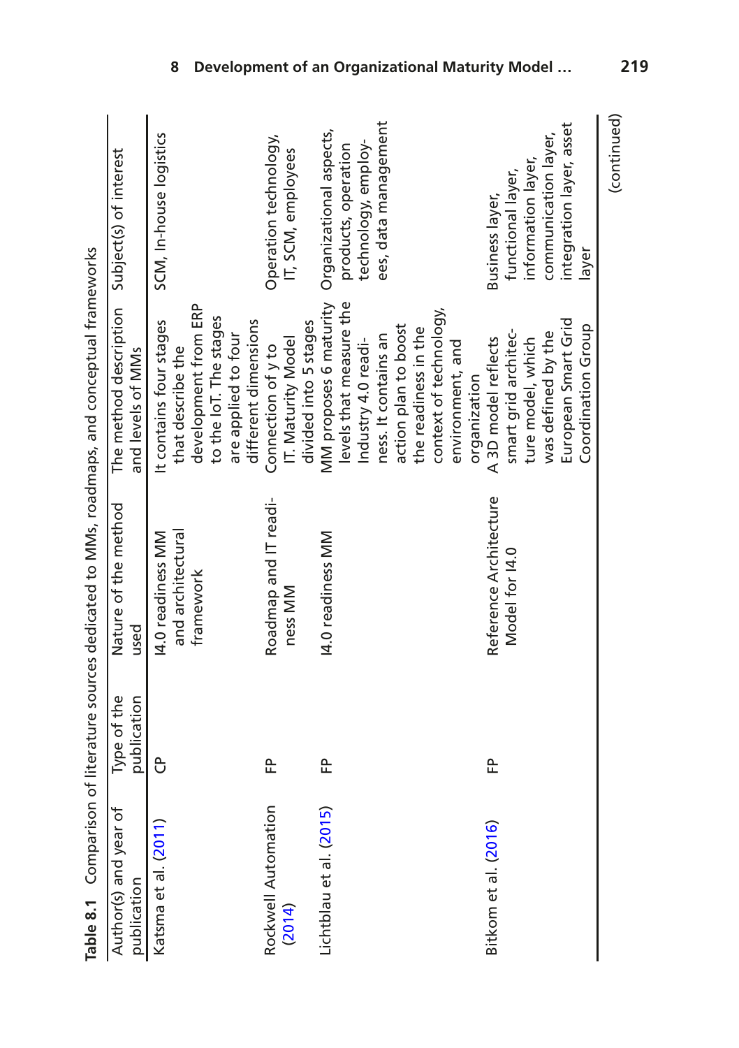**Table 8.1** Comparison of literature sources dedicated to MMs, roadmaps, and conceptual frameworks

| Author(s) and year of publication | Type of the publication | Nature of the method used | The method description and levels of MMs | Subject(s) of interest |
|---|---|---|---|---|
| Katsma et al. (2011) | CP | I4.0 readiness MM and architectural framework | It contains four stages that describe the development from ERP to the IoT. The stages are applied to four different dimensions | SCM, In-house logistics |
| Rockwell Automation (2014) | FP | Roadmap and IT readiness MM | Connection of y to IT. Maturity Model divided into 5 stages | Operation technology, IT, SCM, employees |
| Lichtblau et al. (2015) | FP | I4.0 readiness MM | MM proposes 6 maturity levels that measure the Industry 4.0 readiness. It contains an action plan to boost the readiness in the context of technology, environment, and organization | Organizational aspects, products, operation technology, employees, data management |
| Bitkom et al. (2016) | FP | Reference Architecture Model for I4.0 | A 3D model reflects smart grid architecture model, which was defined by the European Smart Grid Coordination Group | Business layer, functional layer, information layer, communication layer, integration layer, asset layer |

(continued)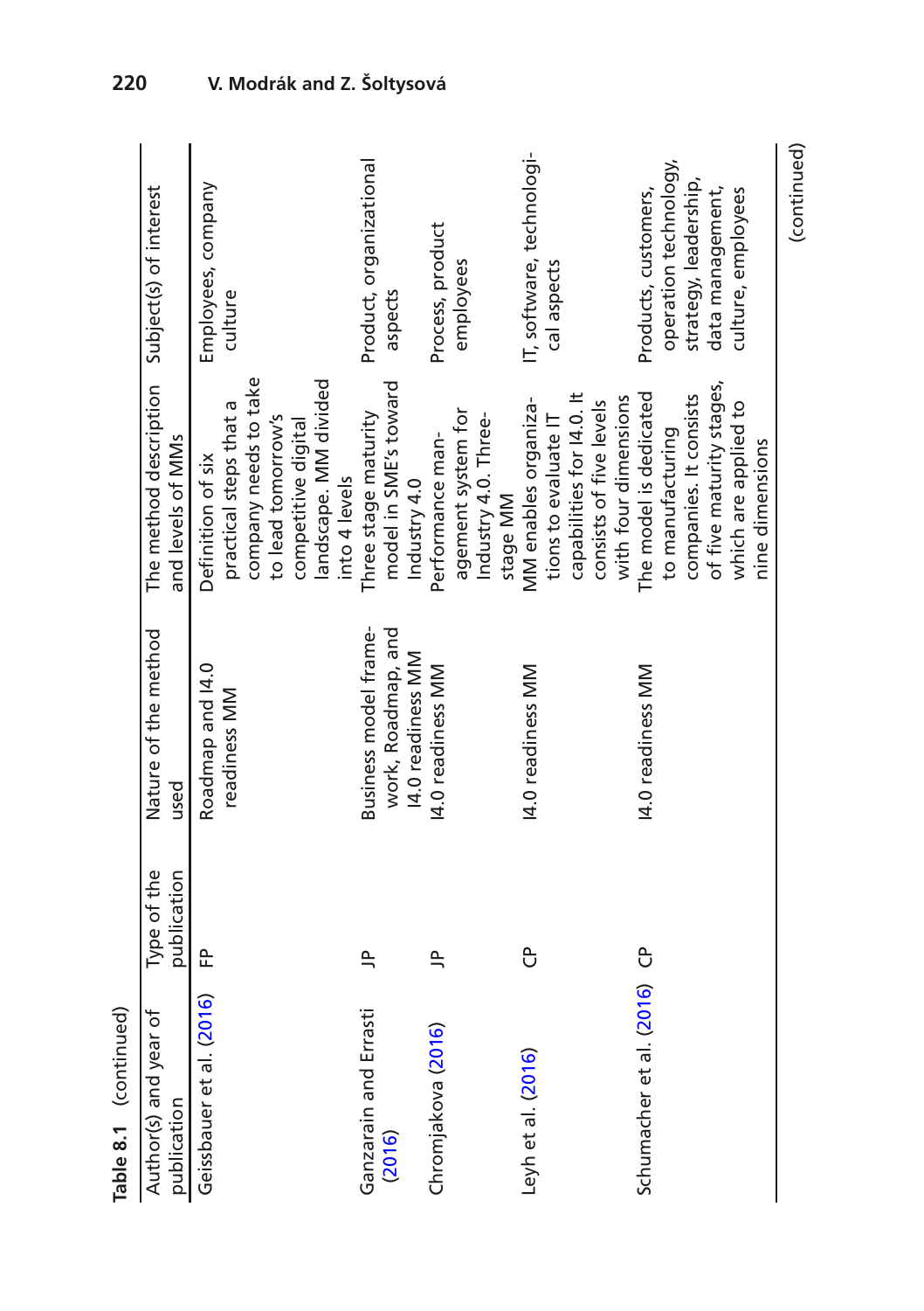**Table 8.1** (continued)

| Author(s) and year of publication | Type of the publication | Nature of the method used | The method description and levels of MMs | Subject(s) of interest |
|---|---|---|---|---|
| Geissbauer et al. (2016) | FP | Roadmap and I4.0 readiness MM | Definition of six practical steps that a company needs to take to lead tomorrow's competitive digital landscape. MM divided into 4 levels | Employees, company culture |
| Ganzarain and Errasti (2016) | JP | Business model framework, Roadmap, and I4.0 readiness MM | Three stage maturity model in SME's toward Industry 4.0 | Product, organizational aspects |
| Chromjakova (2016) | JP | I4.0 readiness MM | Performance management system for Industry 4.0. Three-stage MM | Process, product employees |
| Leyh et al. (2016) | CP | I4.0 readiness MM | MM enables organizations to evaluate IT capabilities for I4.0. It consists of five levels with four dimensions | IT, software, technological aspects |
| Schumacher et al. (2016) | CP | I4.0 readiness MM | The model is dedicated to manufacturing companies. It consists of five maturity stages, which are applied to nine dimensions | Products, customers, operation technology, strategy, leadership, data management, culture, employees |

(continued)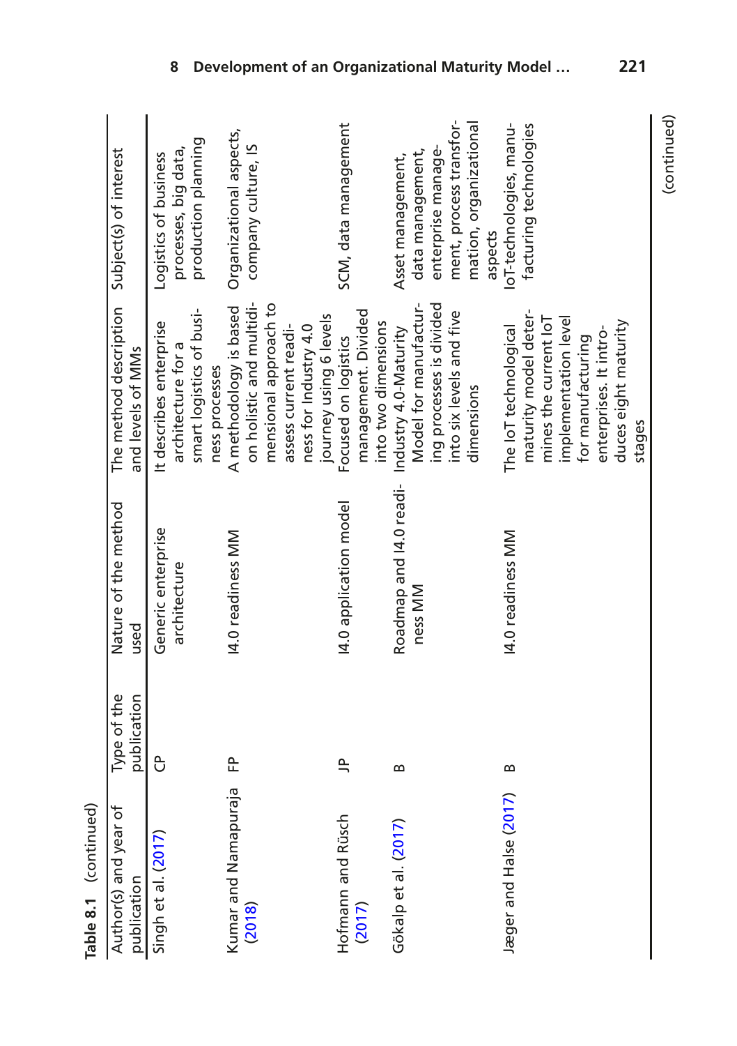**Table 8.1** (continued)

| Author(s) and year of publication | Type of the publication | Nature of the method used | The method description and levels of MMs | Subject(s) of interest |
|---|---|---|---|---|
| Singh et al. (2017) | CP | Generic enterprise architecture | It describes enterprise architecture for a smart logistics of business processes | Logistics of business processes, big data, production planning |
| Kumar and Namapuraja (2018) | FP | I4.0 readiness MM | A methodology is based on holistic and multidimensional approach to assess current readiness for Industry 4.0 journey using 6 levels | Organizational aspects, company culture, IS |
| Hofmann and Rüsch (2017) | JP | I4.0 application model | Focused on logistics management. Divided into two dimensions | SCM, data management |
| Gökalp et al. (2017) | B | Roadmap and I4.0 readiness MM | Industry 4.0-Maturity Model for manufacturing processes is divided into six levels and five dimensions | Asset management, data management, enterprise management, process transformation, organizational aspects |
| Jæger and Halse (2017) | B | I4.0 readiness MM | The IoT technological maturity model determines the current IoT implementation level for manufacturing enterprises. It introduces eight maturity stages | IoT-technologies, manufacturing technologies |

(continued)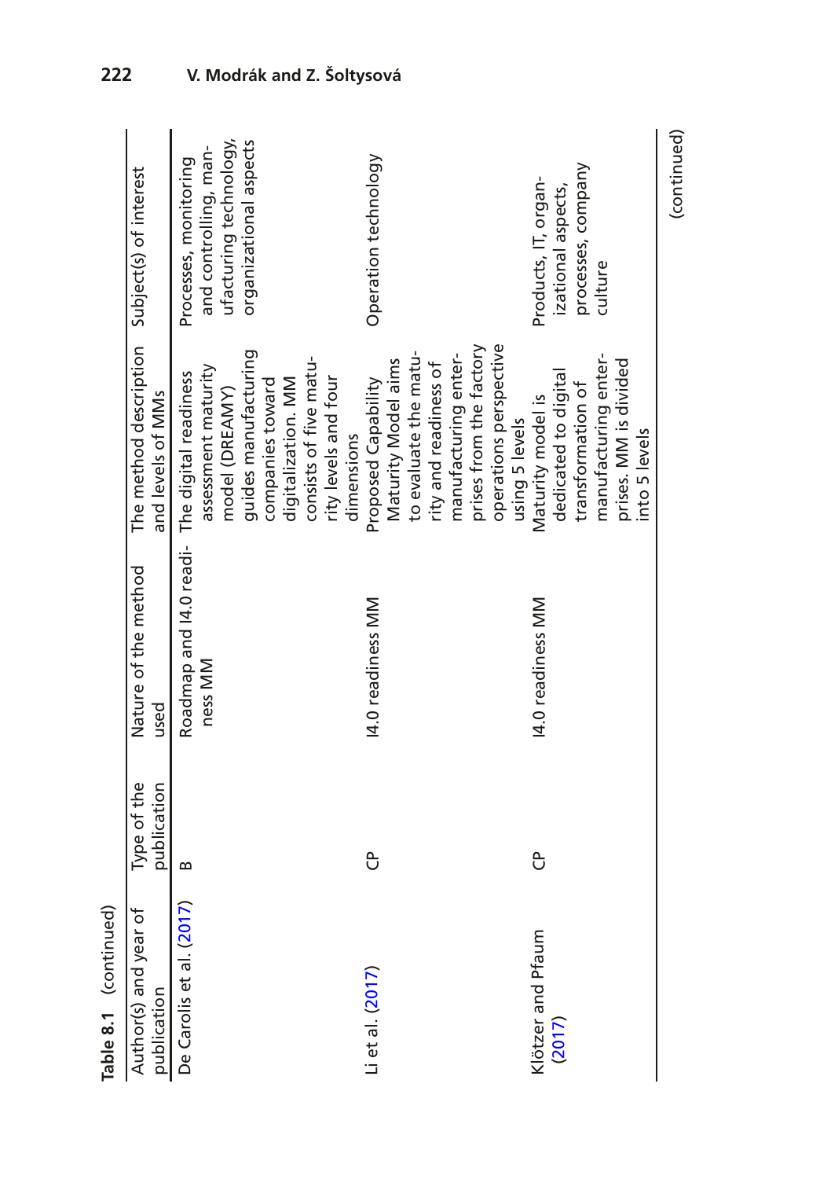**Table 8.1** (continued)

| Author(s) and year of publication | Type of the publication | Nature of the method used | The method description and levels of MMs | Subject(s) of interest |
|---|---|---|---|---|
| De Carolis et al. (2017) | B | Roadmap and I4.0 readiness MM | The digital readiness assessment maturity model (DREAMY) guides manufacturing companies toward digitalization. MM consists of five maturity levels and four dimensions | Processes, monitoring and controlling, manufacturing technology, organizational aspects |
| Li et al. (2017) | CP | I4.0 readiness MM | Proposed Capability Maturity Model aims to evaluate the maturity and readiness of manufacturing enterprises from the factory operations perspective using 5 levels | Operation technology |
| Klötzer and Pfaum (2017) | CP | I4.0 readiness MM | Maturity model is dedicated to digital transformation of manufacturing enterprises. MM is divided into 5 levels | Products, IT, organizational aspects, processes, company culture |

(continued)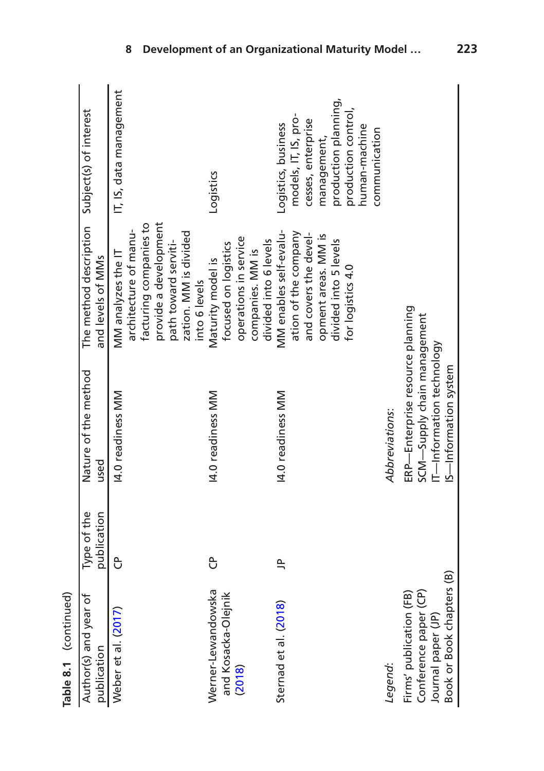**Table 8.1** (continued)

| Author(s) and year of publication | Type of the publication | Nature of the method used | The method description and levels of MMs | Subject(s) of interest |
|---|---|---|---|---|
| Weber et al. (2017) | CP | I4.0 readiness MM | MM analyzes the IT architecture of manufacturing companies to provide a development path toward servitization. MM is divided into 6 levels | IT, IS, data management |
| Werner-Lewandowska and Kosacka-Olejnik (2018) | CP | I4.0 readiness MM | Maturity model is focused on logistics operations in service companies. MM is divided into 6 levels | Logistics |
| Sternad et al. (2018) | JP | I4.0 readiness MM | MM enables self-evaluation of the company and covers the development areas. MM is divided into 5 levels for logistics 4.0 | Logistics, business models, IT, IS, processes, enterprise management, production planning, production control, human-machine communication |

*Legend*:
Firms' publication (FB)
Conference paper (CP)
Journal paper (JP)
Book or Book chapters (B)

*Abbreviations*:
ERP—Enterprise resource planning
SCM—Supply chain management
IT—Information technology
IS—Information system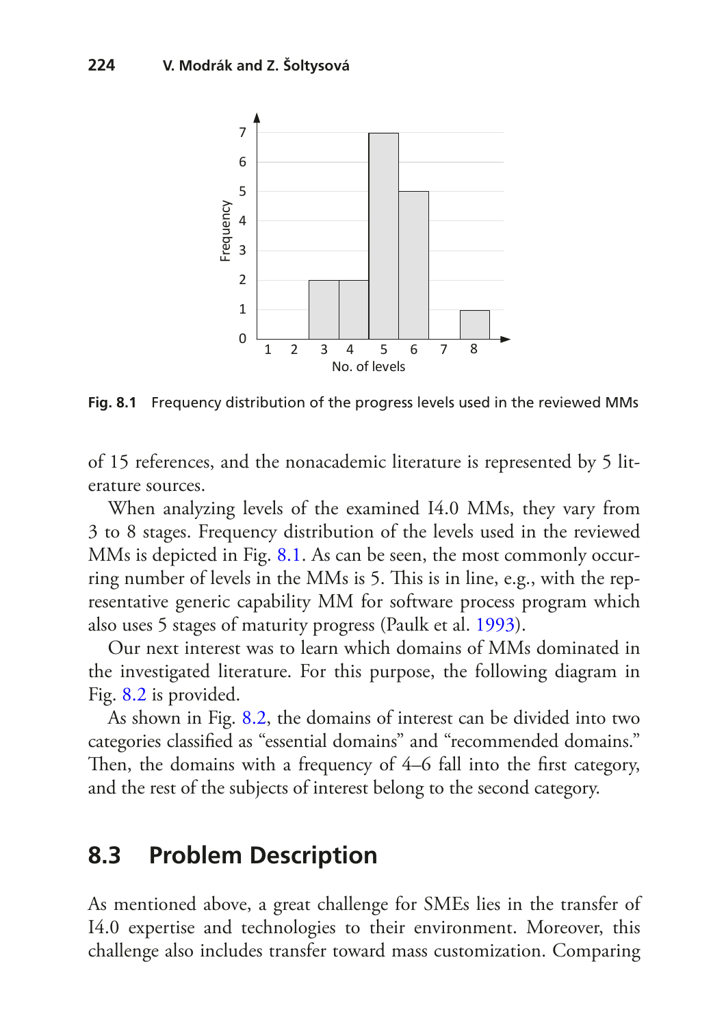Fig. 8.1 Frequency distribution of the progress levels used in the reviewed MMs

of 15 references, and the nonacademic literature is represented by 5 literature sources.

When analyzing levels of the examined I4.0 MMs, they vary from 3 to 8 stages. Frequency distribution of the levels used in the reviewed MMs is depicted in Fig. 8.1. As can be seen, the most commonly occurring number of levels in the MMs is 5. This is in line, e.g., with the representative generic capability MM for software process program which also uses 5 stages of maturity progress (Paulk et al. 1993).

Our next interest was to learn which domains of MMs dominated in the investigated literature. For this purpose, the following diagram in Fig. 8.2 is provided.

As shown in Fig. 8.2, the domains of interest can be divided into two categories classified as "essential domains" and "recommended domains." Then, the domains with a frequency of 4–6 fall into the first category, and the rest of the subjects of interest belong to the second category.

## 8.3 Problem Description

As mentioned above, a great challenge for SMEs lies in the transfer of I4.0 expertise and technologies to their environment. Moreover, this challenge also includes transfer toward mass customization. Comparing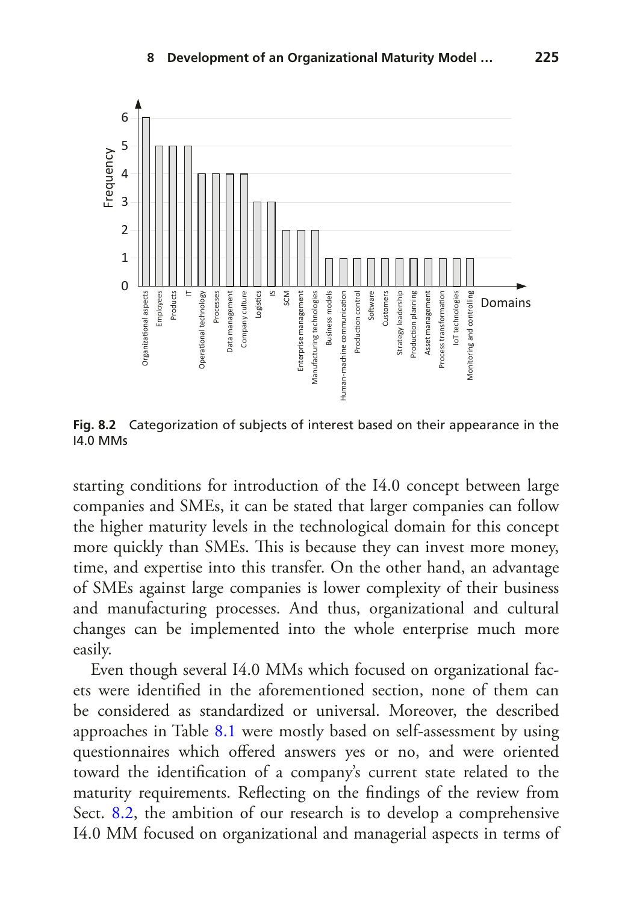Fig. 8.2 Categorization of subjects of interest based on their appearance in the I4.0 MMs

starting conditions for introduction of the I4.0 concept between large companies and SMEs, it can be stated that larger companies can follow the higher maturity levels in the technological domain for this concept more quickly than SMEs. This is because they can invest more money, time, and expertise into this transfer. On the other hand, an advantage of SMEs against large companies is lower complexity of their business and manufacturing processes. And thus, organizational and cultural changes can be implemented into the whole enterprise much more easily.

Even though several I4.0 MMs which focused on organizational facets were identified in the aforementioned section, none of them can be considered as standardized or universal. Moreover, the described approaches in Table 8.1 were mostly based on self-assessment by using questionnaires which offered answers yes or no, and were oriented toward the identification of a company's current state related to the maturity requirements. Reflecting on the findings of the review from Sect. 8.2, the ambition of our research is to develop a comprehensive I4.0 MM focused on organizational and managerial aspects in terms of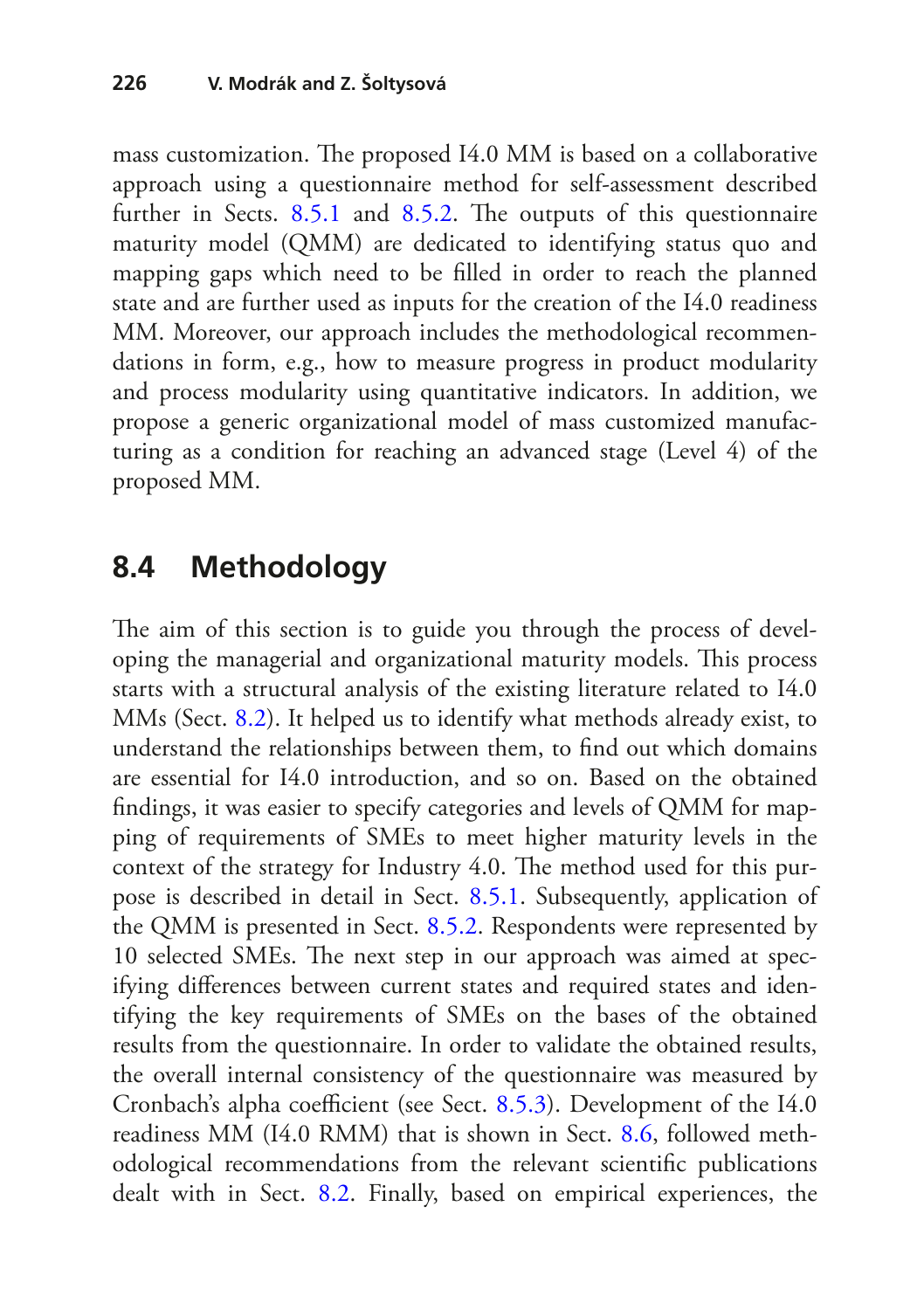mass customization. The proposed I4.0 MM is based on a collaborative approach using a questionnaire method for self-assessment described further in Sects. 8.5.1 and 8.5.2. The outputs of this questionnaire maturity model (QMM) are dedicated to identifying status quo and mapping gaps which need to be filled in order to reach the planned state and are further used as inputs for the creation of the I4.0 readiness MM. Moreover, our approach includes the methodological recommendations in form, e.g., how to measure progress in product modularity and process modularity using quantitative indicators. In addition, we propose a generic organizational model of mass customized manufacturing as a condition for reaching an advanced stage (Level 4) of the proposed MM.

## 8.4 Methodology

The aim of this section is to guide you through the process of developing the managerial and organizational maturity models. This process starts with a structural analysis of the existing literature related to I4.0 MMs (Sect. 8.2). It helped us to identify what methods already exist, to understand the relationships between them, to find out which domains are essential for I4.0 introduction, and so on. Based on the obtained findings, it was easier to specify categories and levels of QMM for mapping of requirements of SMEs to meet higher maturity levels in the context of the strategy for Industry 4.0. The method used for this purpose is described in detail in Sect. 8.5.1. Subsequently, application of the QMM is presented in Sect. 8.5.2. Respondents were represented by 10 selected SMEs. The next step in our approach was aimed at specifying differences between current states and required states and identifying the key requirements of SMEs on the bases of the obtained results from the questionnaire. In order to validate the obtained results, the overall internal consistency of the questionnaire was measured by Cronbach's alpha coefficient (see Sect. 8.5.3). Development of the I4.0 readiness MM (I4.0 RMM) that is shown in Sect. 8.6, followed methodological recommendations from the relevant scientific publications dealt with in Sect. 8.2. Finally, based on empirical experiences, the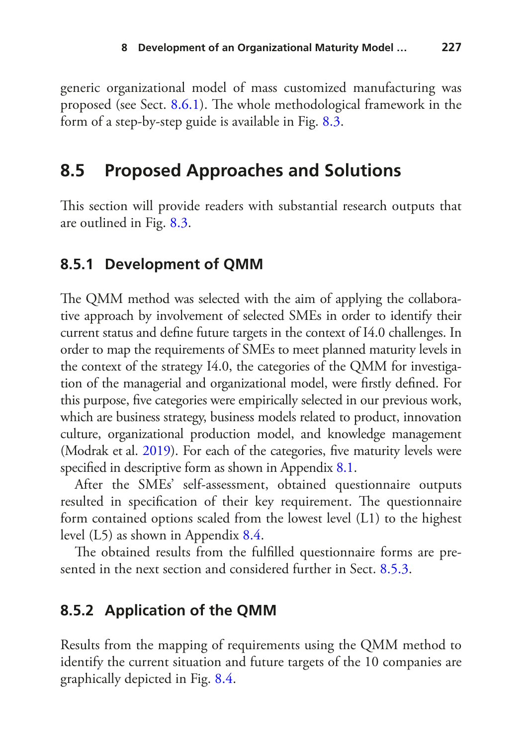generic organizational model of mass customized manufacturing was proposed (see Sect. 8.6.1). The whole methodological framework in the form of a step-by-step guide is available in Fig. 8.3.

## 8.5 Proposed Approaches and Solutions

This section will provide readers with substantial research outputs that are outlined in Fig. 8.3.

### 8.5.1 Development of QMM

The QMM method was selected with the aim of applying the collaborative approach by involvement of selected SMEs in order to identify their current status and define future targets in the context of I4.0 challenges. In order to map the requirements of SMEs to meet planned maturity levels in the context of the strategy I4.0, the categories of the QMM for investigation of the managerial and organizational model, were firstly defined. For this purpose, five categories were empirically selected in our previous work, which are business strategy, business models related to product, innovation culture, organizational production model, and knowledge management (Modrak et al. 2019). For each of the categories, five maturity levels were specified in descriptive form as shown in Appendix 8.1.

After the SMEs' self-assessment, obtained questionnaire outputs resulted in specification of their key requirement. The questionnaire form contained options scaled from the lowest level (L1) to the highest level (L5) as shown in Appendix 8.4.

The obtained results from the fulfilled questionnaire forms are presented in the next section and considered further in Sect. 8.5.3.

### 8.5.2 Application of the QMM

Results from the mapping of requirements using the QMM method to identify the current situation and future targets of the 10 companies are graphically depicted in Fig. 8.4.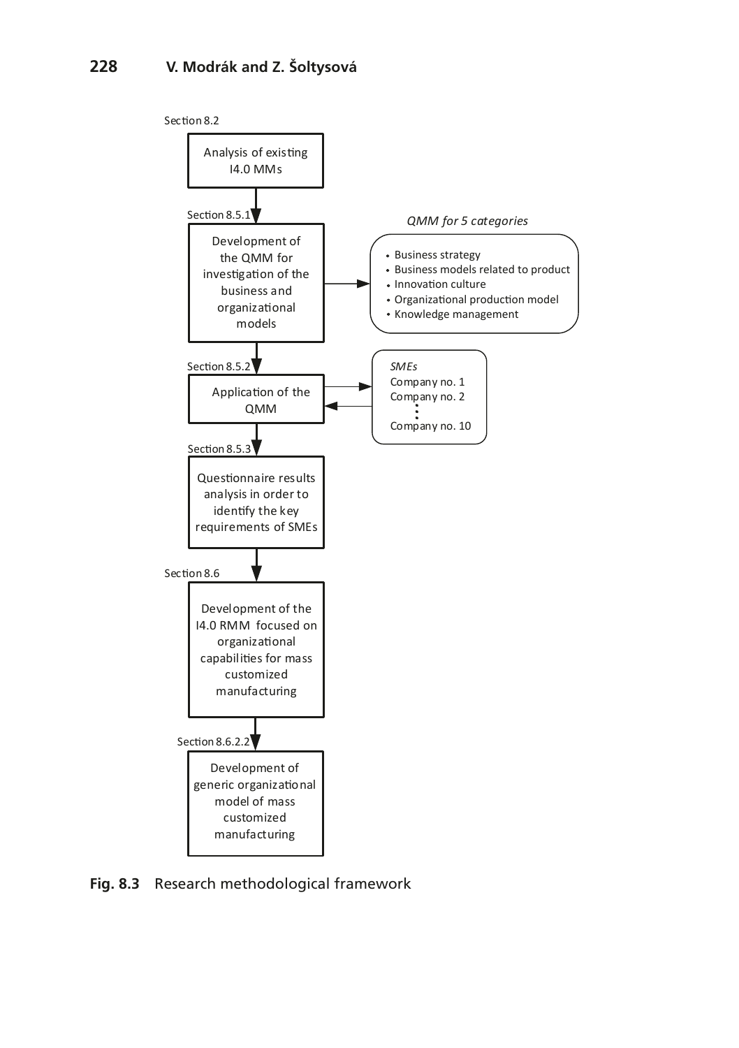Section 8.2

**Analysis of existing I4.0 MMs**

↓

Section 8.5.1

**Development of the QMM for investigation of the business and organizational models** → *QMM for 5 categories*

- Business strategy
- Business models related to product
- Innovation culture
- Organizational production model
- Knowledge management

↓

Section 8.5.2

**Application of the QMM** ⇄ *SMEs*

Company no. 1
Company no. 2
⋮
Company no. 10

↓

Section 8.5.3

**Questionnaire results analysis in order to identify the key requirements of SMEs**

↓

Section 8.6

**Development of the I4.0 RMM focused on organizational capabilities for mass customized manufacturing**

↓

Section 8.6.2.2

**Development of generic organizational model of mass customized manufacturing**

**Fig. 8.3** Research methodological framework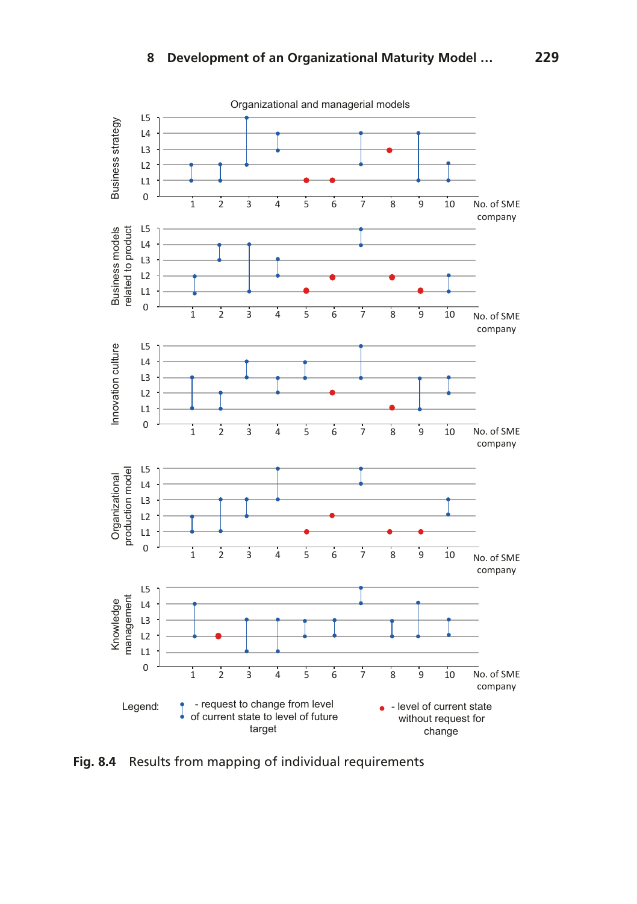Organizational and managerial models

Fig. 8.4 Results from mapping of individual requirements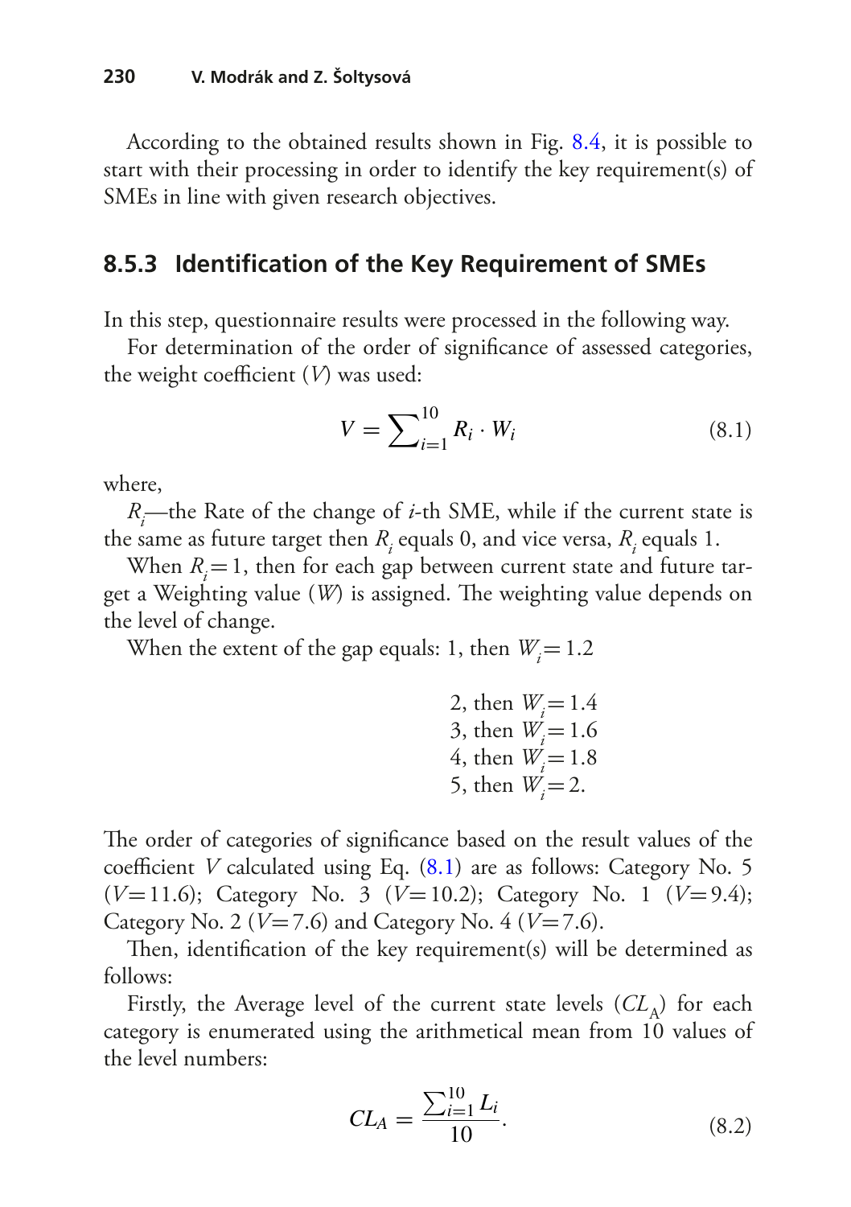According to the obtained results shown in Fig. 8.4, it is possible to start with their processing in order to identify the key requirement(s) of SMEs in line with given research objectives.

### 8.5.3 Identification of the Key Requirement of SMEs

In this step, questionnaire results were processed in the following way.

For determination of the order of significance of assessed categories, the weight coefficient ($V$) was used:

$$V = \sum_{i=1}^{10} R_i \cdot W_i \tag{8.1}$$

where,

$R_i$—the Rate of the change of $i$-th SME, while if the current state is the same as future target then $R_i$ equals 0, and vice versa, $R_i$ equals 1.

When $R_i = 1$, then for each gap between current state and future target a Weighting value ($W$) is assigned. The weighting value depends on the level of change.

When the extent of the gap equals: 1, then $W_i = 1.2$

2, then $W_i = 1.4$
3, then $W_i = 1.6$
4, then $W_i = 1.8$
5, then $W_i = 2$.

The order of categories of significance based on the result values of the coefficient $V$ calculated using Eq. (8.1) are as follows: Category No. 5 ($V = 11.6$); Category No. 3 ($V = 10.2$); Category No. 1 ($V = 9.4$); Category No. 2 ($V = 7.6$) and Category No. 4 ($V = 7.6$).

Then, identification of the key requirement(s) will be determined as follows:

Firstly, the Average level of the current state levels ($CL_A$) for each category is enumerated using the arithmetical mean from 10 values of the level numbers:

$$CL_A = \frac{\sum_{i=1}^{10} L_i}{10}. \tag{8.2}$$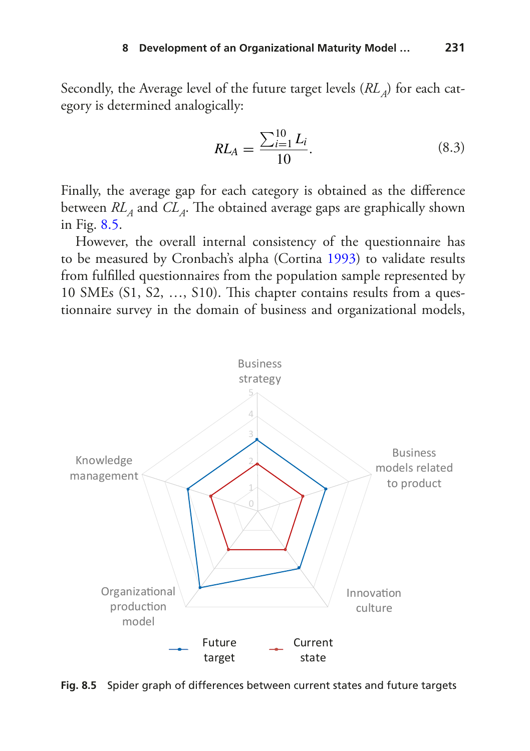Secondly, the Average level of the future target levels ($RL_A$) for each category is determined analogically:

$$RL_A = \frac{\sum_{i=1}^{10} L_i}{10}. \quad (8.3)$$

Finally, the average gap for each category is obtained as the difference between $RL_A$ and $CL_A$. The obtained average gaps are graphically shown in Fig. 8.5.

However, the overall internal consistency of the questionnaire has to be measured by Cronbach's alpha (Cortina 1993) to validate results from fulfilled questionnaires from the population sample represented by 10 SMEs (S1, S2, …, S10). This chapter contains results from a questionnaire survey in the domain of business and organizational models,

**Fig. 8.5** Spider graph of differences between current states and future targets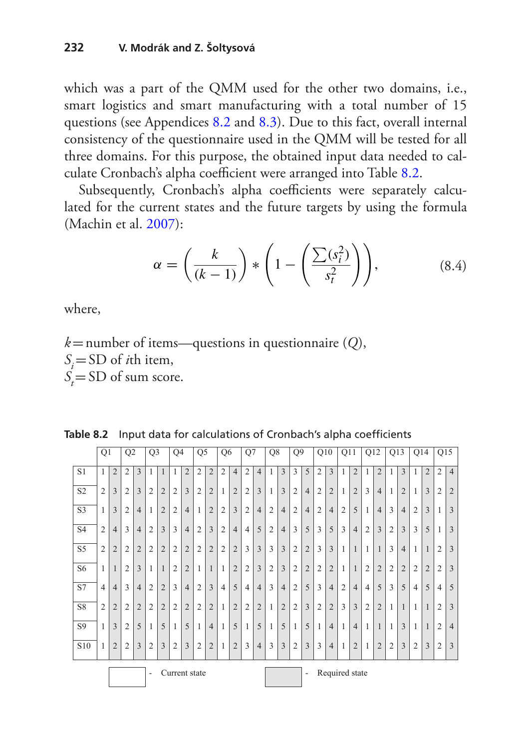which was a part of the QMM used for the other two domains, i.e., smart logistics and smart manufacturing with a total number of 15 questions (see Appendices 8.2 and 8.3). Due to this fact, overall internal consistency of the questionnaire used in the QMM will be tested for all three domains. For this purpose, the obtained input data needed to calculate Cronbach's alpha coefficient were arranged into Table 8.2.

Subsequently, Cronbach's alpha coefficients were separately calculated for the current states and the future targets by using the formula (Machin et al. 2007):

$$\alpha = \left(\frac{k}{(k-1)}\right) * \left(1 - \left(\frac{\sum(s_i^2)}{s_t^2}\right)\right), \tag{8.4}$$

where,

$k$ = number of items—questions in questionnaire ($Q$),
$S_i$ = SD of $i$th item,
$S_t$ = SD of sum score.

**Table 8.2** Input data for calculations of Cronbach's alpha coefficients

| | Q1 | | Q2 | | Q3 | | Q4 | | Q5 | | Q6 | | Q7 | | Q8 | | Q9 | | Q10 | | Q11 | | Q12 | | Q13 | | Q14 | | Q15 | |
|---|---|---|---|---|---|---|---|---|---|---|---|---|---|---|---|---|---|---|---|---|---|---|---|---|---|---|---|---|---|---|
| S1 | 1 | 2 | 2 | 3 | 1 | 1 | 1 | 2 | 2 | 2 | 2 | 4 | 2 | 4 | 1 | 3 | 3 | 5 | 2 | 3 | 1 | 2 | 1 | 2 | 1 | 3 | 1 | 2 | 2 | 4 |
| S2 | 2 | 3 | 2 | 3 | 2 | 2 | 2 | 3 | 2 | 2 | 1 | 2 | 2 | 3 | 1 | 3 | 2 | 4 | 2 | 2 | 1 | 2 | 3 | 4 | 1 | 2 | 1 | 3 | 2 | 2 |
| S3 | 1 | 3 | 2 | 4 | 1 | 2 | 2 | 4 | 1 | 2 | 2 | 3 | 2 | 4 | 2 | 4 | 2 | 4 | 2 | 4 | 2 | 5 | 1 | 4 | 3 | 4 | 2 | 3 | 1 | 3 |
| S4 | 2 | 4 | 3 | 4 | 2 | 3 | 3 | 4 | 2 | 3 | 2 | 4 | 4 | 5 | 2 | 4 | 3 | 5 | 3 | 5 | 3 | 4 | 2 | 3 | 2 | 3 | 3 | 5 | 1 | 3 |
| S5 | 2 | 2 | 2 | 2 | 2 | 2 | 2 | 2 | 2 | 2 | 2 | 2 | 3 | 3 | 3 | 3 | 2 | 2 | 3 | 3 | 1 | 1 | 1 | 1 | 3 | 4 | 1 | 1 | 2 | 3 |
| S6 | 1 | 1 | 2 | 3 | 1 | 1 | 2 | 2 | 1 | 1 | 1 | 2 | 2 | 3 | 2 | 3 | 2 | 2 | 2 | 2 | 1 | 1 | 2 | 2 | 2 | 2 | 2 | 2 | 2 | 3 |
| S7 | 4 | 4 | 3 | 4 | 2 | 2 | 3 | 4 | 2 | 3 | 4 | 5 | 4 | 4 | 3 | 4 | 2 | 5 | 3 | 4 | 2 | 4 | 4 | 5 | 3 | 5 | 4 | 5 | 4 | 5 |
| S8 | 2 | 2 | 2 | 2 | 2 | 2 | 2 | 2 | 2 | 2 | 1 | 2 | 2 | 2 | 1 | 2 | 2 | 3 | 2 | 2 | 3 | 3 | 2 | 2 | 1 | 1 | 1 | 1 | 2 | 3 |
| S9 | 1 | 3 | 2 | 5 | 1 | 5 | 1 | 5 | 1 | 4 | 1 | 5 | 1 | 5 | 1 | 5 | 1 | 5 | 1 | 4 | 1 | 4 | 1 | 1 | 1 | 3 | 1 | 1 | 2 | 4 |
| S10 | 1 | 2 | 2 | 3 | 2 | 3 | 2 | 3 | 2 | 2 | 1 | 2 | 3 | 4 | 3 | 3 | 2 | 3 | 3 | 4 | 1 | 2 | 1 | 2 | 2 | 3 | 2 | 3 | 2 | 3 |

(white cells) - Current state; (grey cells) - Required state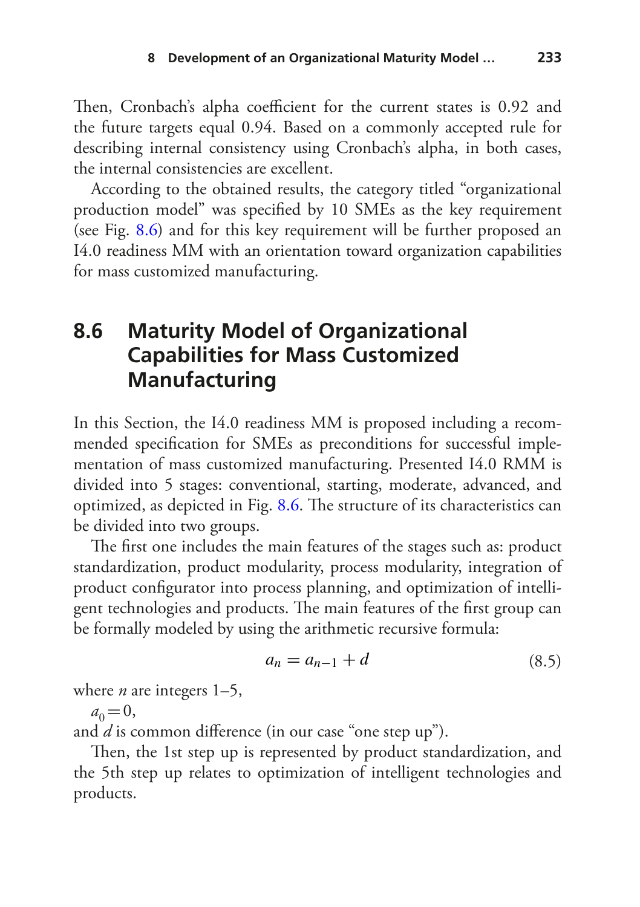Then, Cronbach's alpha coefficient for the current states is 0.92 and the future targets equal 0.94. Based on a commonly accepted rule for describing internal consistency using Cronbach's alpha, in both cases, the internal consistencies are excellent.

According to the obtained results, the category titled "organizational production model" was specified by 10 SMEs as the key requirement (see Fig. 8.6) and for this key requirement will be further proposed an I4.0 readiness MM with an orientation toward organization capabilities for mass customized manufacturing.

## 8.6 Maturity Model of Organizational Capabilities for Mass Customized Manufacturing

In this Section, the I4.0 readiness MM is proposed including a recommended specification for SMEs as preconditions for successful implementation of mass customized manufacturing. Presented I4.0 RMM is divided into 5 stages: conventional, starting, moderate, advanced, and optimized, as depicted in Fig. 8.6. The structure of its characteristics can be divided into two groups.

The first one includes the main features of the stages such as: product standardization, product modularity, process modularity, integration of product configurator into process planning, and optimization of intelligent technologies and products. The main features of the first group can be formally modeled by using the arithmetic recursive formula:

$$a_n = a_{n-1} + d \tag{8.5}$$

where $n$ are integers 1–5,

$a_0 = 0$,

and $d$ is common difference (in our case "one step up").

Then, the 1st step up is represented by product standardization, and the 5th step up relates to optimization of intelligent technologies and products.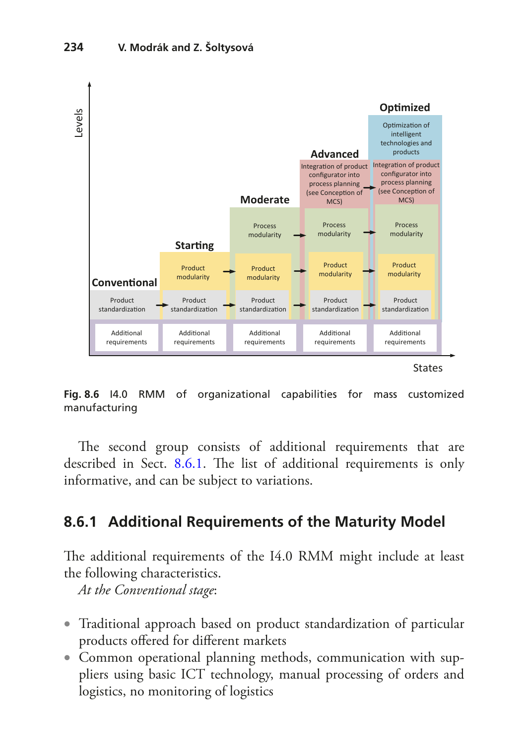Fig. 8.6 I4.0 RMM of organizational capabilities for mass customized manufacturing

The second group consists of additional requirements that are described in Sect. 8.6.1. The list of additional requirements is only informative, and can be subject to variations.

### 8.6.1 Additional Requirements of the Maturity Model

The additional requirements of the I4.0 RMM might include at least the following characteristics.

*At the Conventional stage*:

- Traditional approach based on product standardization of particular products offered for different markets
- Common operational planning methods, communication with suppliers using basic ICT technology, manual processing of orders and logistics, no monitoring of logistics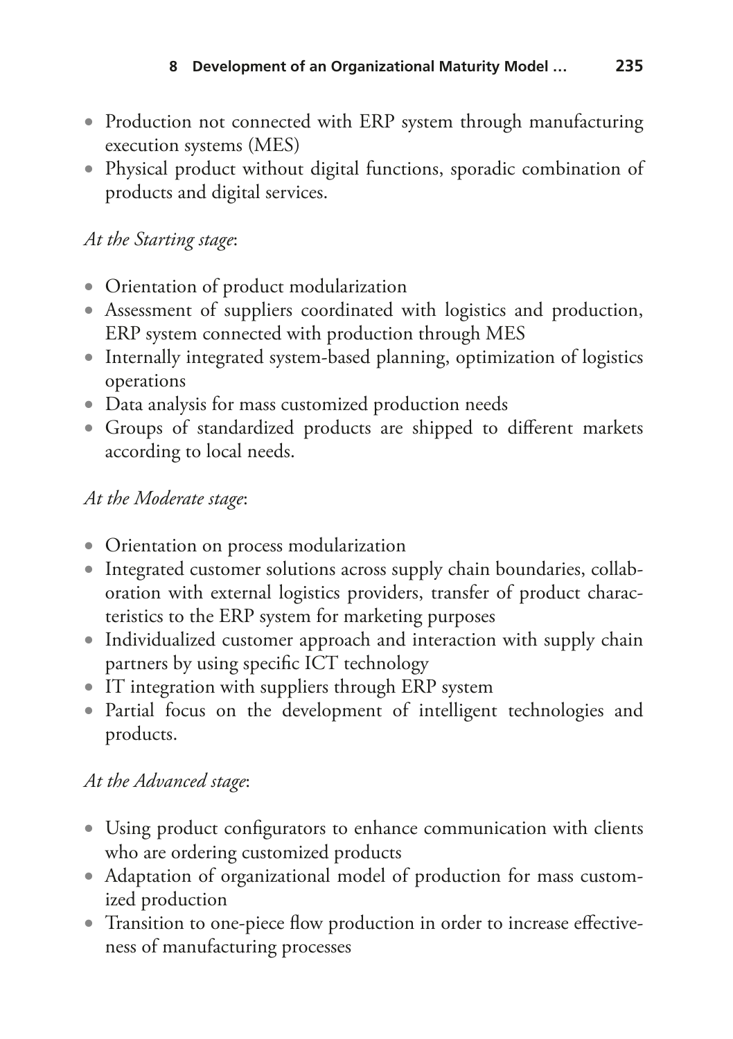- Production not connected with ERP system through manufacturing execution systems (MES)
- Physical product without digital functions, sporadic combination of products and digital services.

*At the Starting stage*:

- Orientation of product modularization
- Assessment of suppliers coordinated with logistics and production, ERP system connected with production through MES
- Internally integrated system-based planning, optimization of logistics operations
- Data analysis for mass customized production needs
- Groups of standardized products are shipped to different markets according to local needs.

*At the Moderate stage*:

- Orientation on process modularization
- Integrated customer solutions across supply chain boundaries, collaboration with external logistics providers, transfer of product characteristics to the ERP system for marketing purposes
- Individualized customer approach and interaction with supply chain partners by using specific ICT technology
- IT integration with suppliers through ERP system
- Partial focus on the development of intelligent technologies and products.

*At the Advanced stage*:

- Using product configurators to enhance communication with clients who are ordering customized products
- Adaptation of organizational model of production for mass customized production
- Transition to one-piece flow production in order to increase effectiveness of manufacturing processes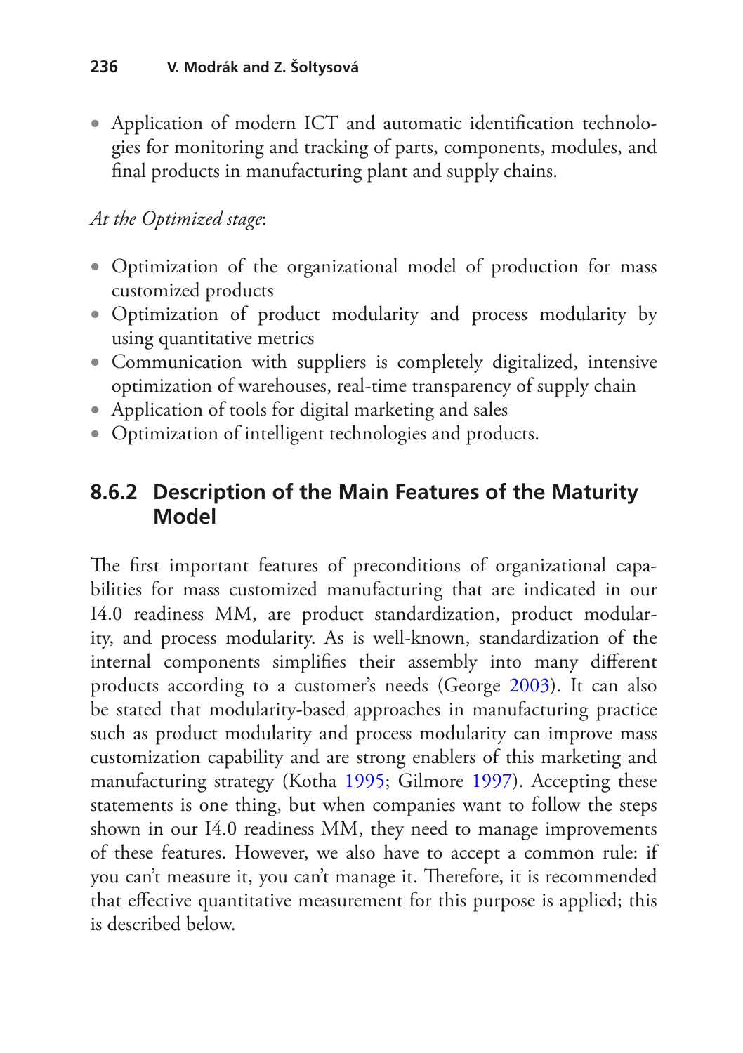- Application of modern ICT and automatic identification technologies for monitoring and tracking of parts, components, modules, and final products in manufacturing plant and supply chains.

*At the Optimized stage*:

- Optimization of the organizational model of production for mass customized products
- Optimization of product modularity and process modularity by using quantitative metrics
- Communication with suppliers is completely digitalized, intensive optimization of warehouses, real-time transparency of supply chain
- Application of tools for digital marketing and sales
- Optimization of intelligent technologies and products.

### 8.6.2 Description of the Main Features of the Maturity Model

The first important features of preconditions of organizational capabilities for mass customized manufacturing that are indicated in our I4.0 readiness MM, are product standardization, product modularity, and process modularity. As is well-known, standardization of the internal components simplifies their assembly into many different products according to a customer's needs (George 2003). It can also be stated that modularity-based approaches in manufacturing practice such as product modularity and process modularity can improve mass customization capability and are strong enablers of this marketing and manufacturing strategy (Kotha 1995; Gilmore 1997). Accepting these statements is one thing, but when companies want to follow the steps shown in our I4.0 readiness MM, they need to manage improvements of these features. However, we also have to accept a common rule: if you can't measure it, you can't manage it. Therefore, it is recommended that effective quantitative measurement for this purpose is applied; this is described below.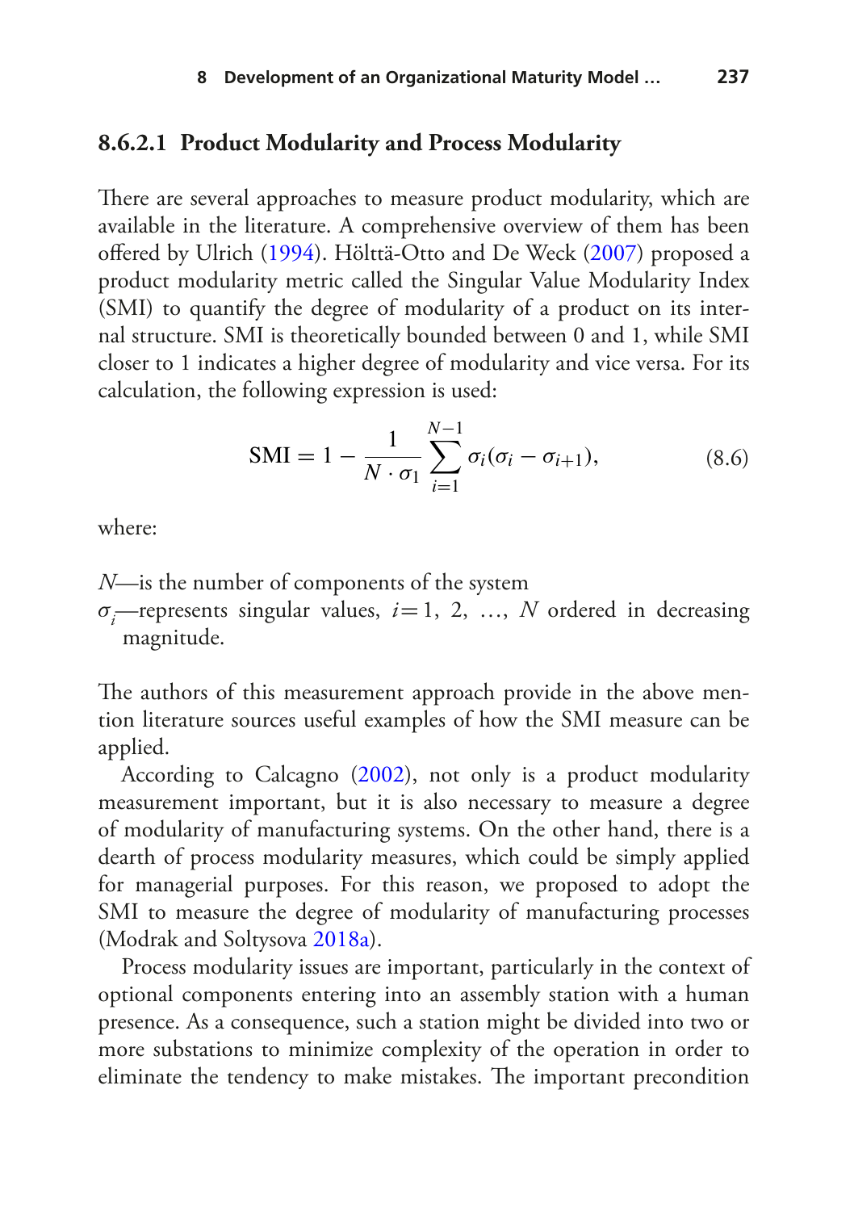#### 8.6.2.1 Product Modularity and Process Modularity

There are several approaches to measure product modularity, which are available in the literature. A comprehensive overview of them has been offered by Ulrich (1994). Hölttä-Otto and De Weck (2007) proposed a product modularity metric called the Singular Value Modularity Index (SMI) to quantify the degree of modularity of a product on its internal structure. SMI is theoretically bounded between 0 and 1, while SMI closer to 1 indicates a higher degree of modularity and vice versa. For its calculation, the following expression is used:

$$\mathrm{SMI} = 1 - \frac{1}{N \cdot \sigma_1} \sum_{i=1}^{N-1} \sigma_i(\sigma_i - \sigma_{i+1}), \tag{8.6}$$

where:

$N$—is the number of components of the system
$\sigma_i$—represents singular values, $i = 1, 2, \ldots, N$ ordered in decreasing magnitude.

The authors of this measurement approach provide in the above mention literature sources useful examples of how the SMI measure can be applied.

According to Calcagno (2002), not only is a product modularity measurement important, but it is also necessary to measure a degree of modularity of manufacturing systems. On the other hand, there is a dearth of process modularity measures, which could be simply applied for managerial purposes. For this reason, we proposed to adopt the SMI to measure the degree of modularity of manufacturing processes (Modrak and Soltysova 2018a).

Process modularity issues are important, particularly in the context of optional components entering into an assembly station with a human presence. As a consequence, such a station might be divided into two or more substations to minimize complexity of the operation in order to eliminate the tendency to make mistakes. The important precondition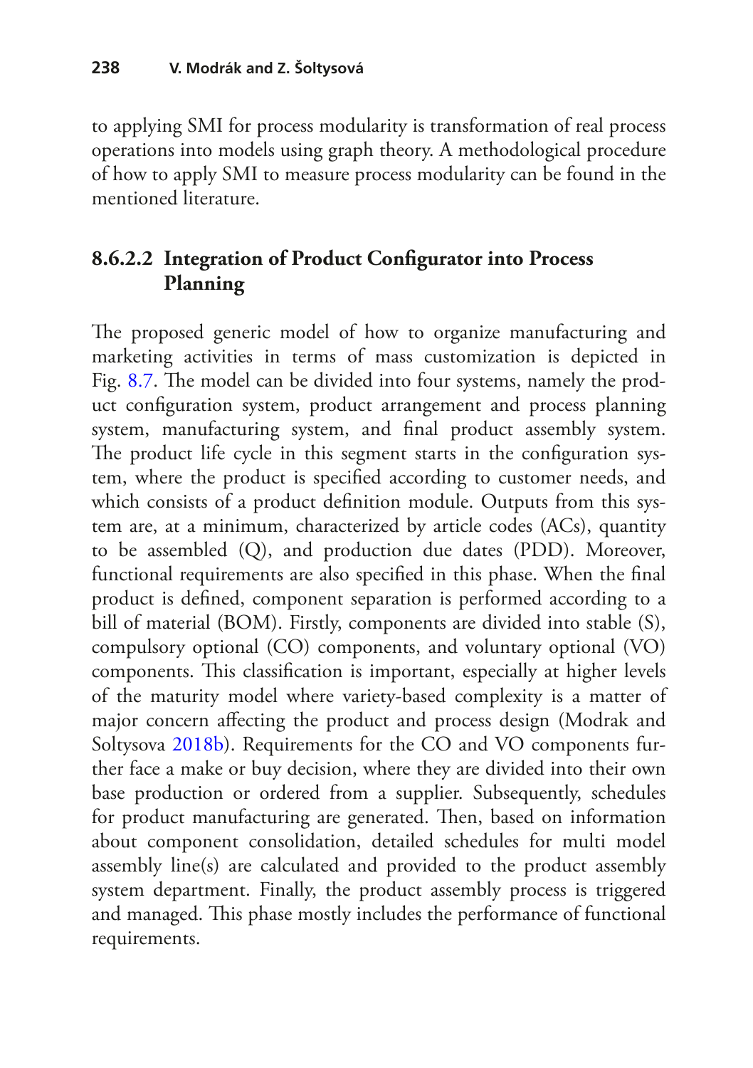to applying SMI for process modularity is transformation of real process operations into models using graph theory. A methodological procedure of how to apply SMI to measure process modularity can be found in the mentioned literature.

#### 8.6.2.2 Integration of Product Configurator into Process Planning

The proposed generic model of how to organize manufacturing and marketing activities in terms of mass customization is depicted in Fig. 8.7. The model can be divided into four systems, namely the product configuration system, product arrangement and process planning system, manufacturing system, and final product assembly system. The product life cycle in this segment starts in the configuration system, where the product is specified according to customer needs, and which consists of a product definition module. Outputs from this system are, at a minimum, characterized by article codes (ACs), quantity to be assembled (Q), and production due dates (PDD). Moreover, functional requirements are also specified in this phase. When the final product is defined, component separation is performed according to a bill of material (BOM). Firstly, components are divided into stable (S), compulsory optional (CO) components, and voluntary optional (VO) components. This classification is important, especially at higher levels of the maturity model where variety-based complexity is a matter of major concern affecting the product and process design (Modrak and Soltysova 2018b). Requirements for the CO and VO components further face a make or buy decision, where they are divided into their own base production or ordered from a supplier. Subsequently, schedules for product manufacturing are generated. Then, based on information about component consolidation, detailed schedules for multi model assembly line(s) are calculated and provided to the product assembly system department. Finally, the product assembly process is triggered and managed. This phase mostly includes the performance of functional requirements.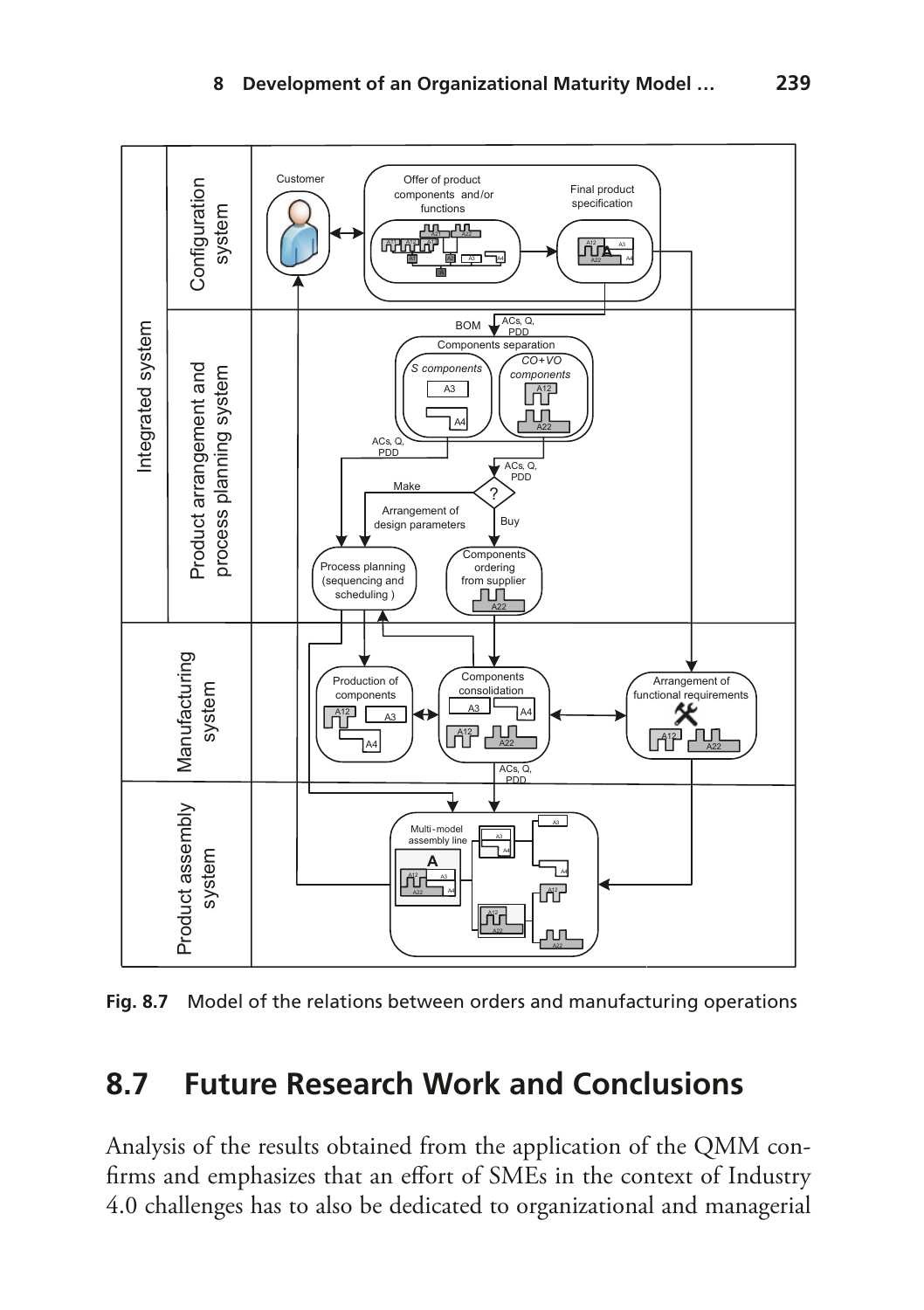Fig. 8.7 Model of the relations between orders and manufacturing operations

## 8.7 Future Research Work and Conclusions

Analysis of the results obtained from the application of the QMM confirms and emphasizes that an effort of SMEs in the context of Industry 4.0 challenges has to also be dedicated to organizational and managerial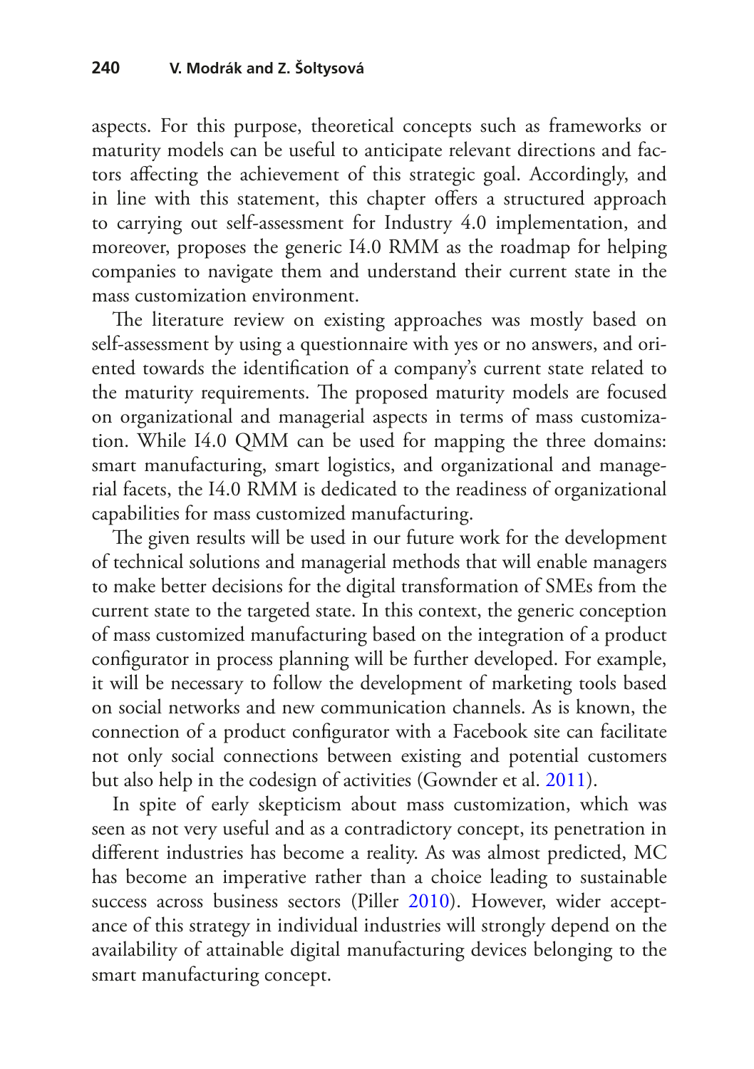aspects. For this purpose, theoretical concepts such as frameworks or maturity models can be useful to anticipate relevant directions and factors affecting the achievement of this strategic goal. Accordingly, and in line with this statement, this chapter offers a structured approach to carrying out self-assessment for Industry 4.0 implementation, and moreover, proposes the generic I4.0 RMM as the roadmap for helping companies to navigate them and understand their current state in the mass customization environment.

The literature review on existing approaches was mostly based on self-assessment by using a questionnaire with yes or no answers, and oriented towards the identification of a company's current state related to the maturity requirements. The proposed maturity models are focused on organizational and managerial aspects in terms of mass customization. While I4.0 QMM can be used for mapping the three domains: smart manufacturing, smart logistics, and organizational and managerial facets, the I4.0 RMM is dedicated to the readiness of organizational capabilities for mass customized manufacturing.

The given results will be used in our future work for the development of technical solutions and managerial methods that will enable managers to make better decisions for the digital transformation of SMEs from the current state to the targeted state. In this context, the generic conception of mass customized manufacturing based on the integration of a product configurator in process planning will be further developed. For example, it will be necessary to follow the development of marketing tools based on social networks and new communication channels. As is known, the connection of a product configurator with a Facebook site can facilitate not only social connections between existing and potential customers but also help in the codesign of activities (Gownder et al. 2011).

In spite of early skepticism about mass customization, which was seen as not very useful and as a contradictory concept, its penetration in different industries has become a reality. As was almost predicted, MC has become an imperative rather than a choice leading to sustainable success across business sectors (Piller 2010). However, wider acceptance of this strategy in individual industries will strongly depend on the availability of attainable digital manufacturing devices belonging to the smart manufacturing concept.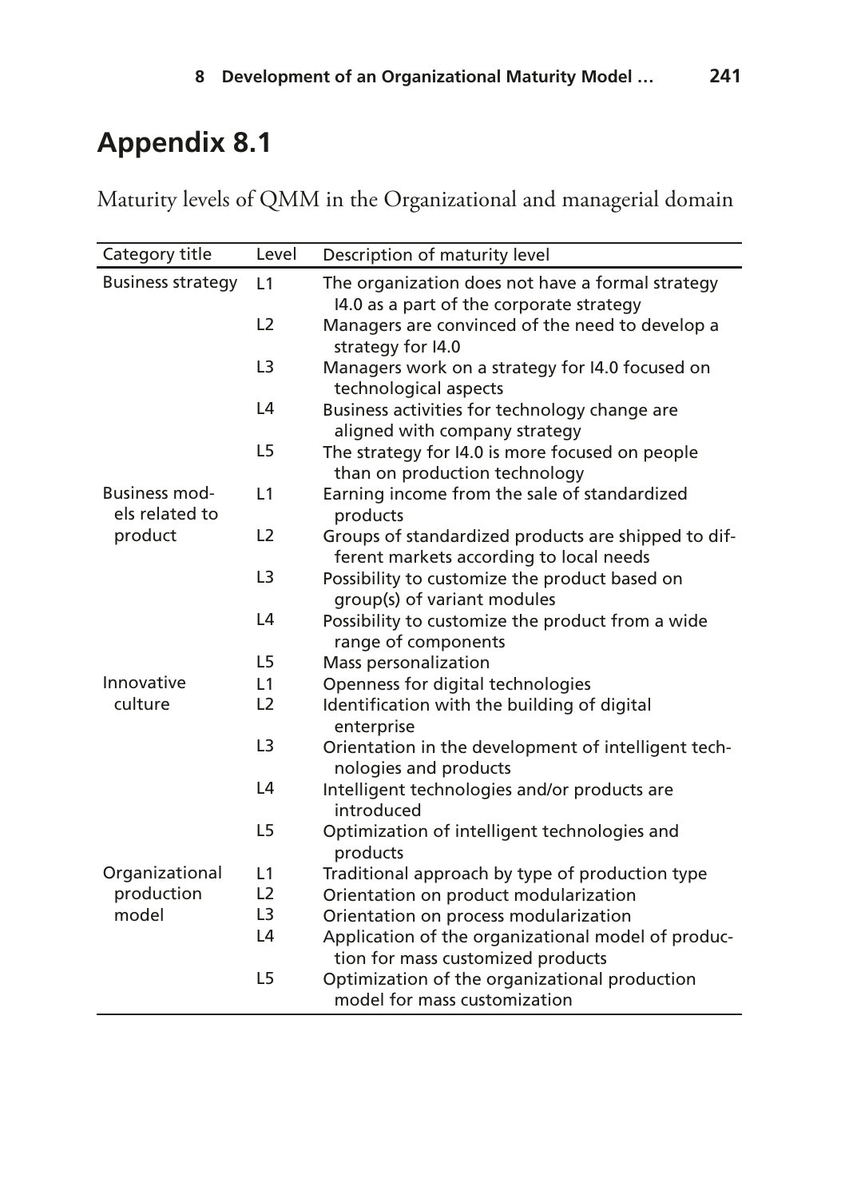## Appendix 8.1

Maturity levels of QMM in the Organizational and managerial domain

| Category title | Level | Description of maturity level |
|---|---|---|
| Business strategy | L1 | The organization does not have a formal strategy I4.0 as a part of the corporate strategy |
| | L2 | Managers are convinced of the need to develop a strategy for I4.0 |
| | L3 | Managers work on a strategy for I4.0 focused on technological aspects |
| | L4 | Business activities for technology change are aligned with company strategy |
| | L5 | The strategy for I4.0 is more focused on people than on production technology |
| Business models related to product | L1 | Earning income from the sale of standardized products |
| | L2 | Groups of standardized products are shipped to different markets according to local needs |
| | L3 | Possibility to customize the product based on group(s) of variant modules |
| | L4 | Possibility to customize the product from a wide range of components |
| | L5 | Mass personalization |
| Innovative culture | L1 | Openness for digital technologies |
| | L2 | Identification with the building of digital enterprise |
| | L3 | Orientation in the development of intelligent technologies and products |
| | L4 | Intelligent technologies and/or products are introduced |
| | L5 | Optimization of intelligent technologies and products |
| Organizational production model | L1 | Traditional approach by type of production type |
| | L2 | Orientation on product modularization |
| | L3 | Orientation on process modularization |
| | L4 | Application of the organizational model of production for mass customized products |
| | L5 | Optimization of the organizational production model for mass customization |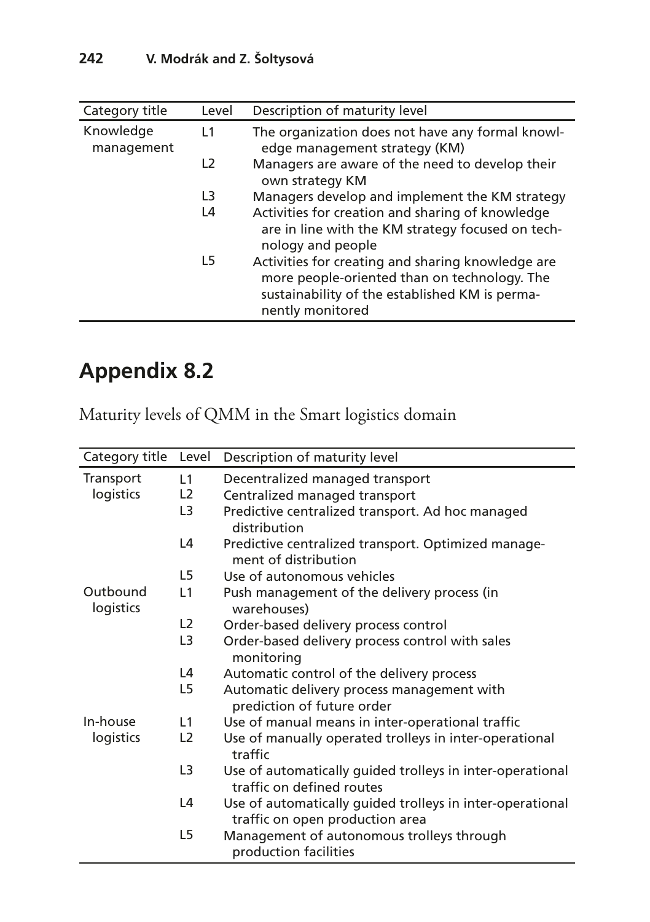| Category title | Level | Description of maturity level |
|---|---|---|
| Knowledge management | L1 | The organization does not have any formal knowledge management strategy (KM) |
| | L2 | Managers are aware of the need to develop their own strategy KM |
| | L3 | Managers develop and implement the KM strategy |
| | L4 | Activities for creation and sharing of knowledge are in line with the KM strategy focused on technology and people |
| | L5 | Activities for creating and sharing knowledge are more people-oriented than on technology. The sustainability of the established KM is permanently monitored |

# Appendix 8.2

Maturity levels of QMM in the Smart logistics domain

| Category title | Level | Description of maturity level |
|---|---|---|
| Transport logistics | L1 | Decentralized managed transport |
| | L2 | Centralized managed transport |
| | L3 | Predictive centralized transport. Ad hoc managed distribution |
| | L4 | Predictive centralized transport. Optimized management of distribution |
| | L5 | Use of autonomous vehicles |
| Outbound logistics | L1 | Push management of the delivery process (in warehouses) |
| | L2 | Order-based delivery process control |
| | L3 | Order-based delivery process control with sales monitoring |
| | L4 | Automatic control of the delivery process |
| | L5 | Automatic delivery process management with prediction of future order |
| In-house logistics | L1 | Use of manual means in inter-operational traffic |
| | L2 | Use of manually operated trolleys in inter-operational traffic |
| | L3 | Use of automatically guided trolleys in inter-operational traffic on defined routes |
| | L4 | Use of automatically guided trolleys in inter-operational traffic on open production area |
| | L5 | Management of autonomous trolleys through production facilities |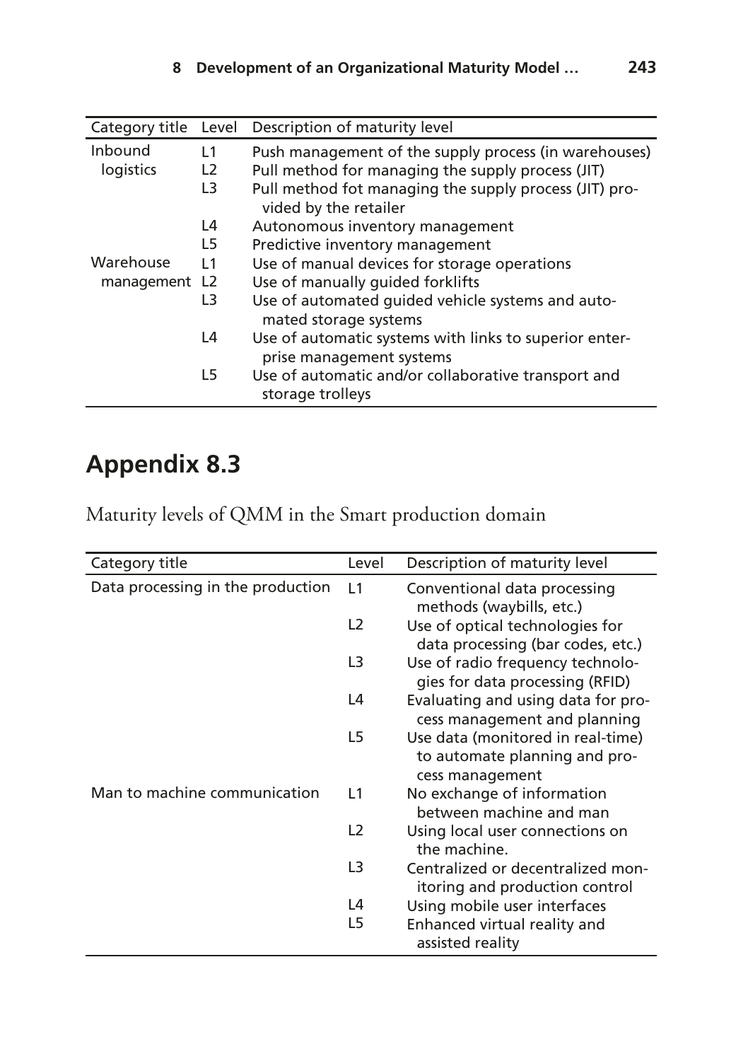| Category title | Level | Description of maturity level |
|---|---|---|
| Inbound logistics | L1 | Push management of the supply process (in warehouses) |
| | L2 | Pull method for managing the supply process (JIT) |
| | L3 | Pull method fot managing the supply process (JIT) provided by the retailer |
| | L4 | Autonomous inventory management |
| | L5 | Predictive inventory management |
| Warehouse management | L1 | Use of manual devices for storage operations |
| | L2 | Use of manually guided forklifts |
| | L3 | Use of automated guided vehicle systems and automated storage systems |
| | L4 | Use of automatic systems with links to superior enterprise management systems |
| | L5 | Use of automatic and/or collaborative transport and storage trolleys |

## Appendix 8.3

Maturity levels of QMM in the Smart production domain

| Category title | Level | Description of maturity level |
|---|---|---|
| Data processing in the production | L1 | Conventional data processing methods (waybills, etc.) |
| | L2 | Use of optical technologies for data processing (bar codes, etc.) |
| | L3 | Use of radio frequency technologies for data processing (RFID) |
| | L4 | Evaluating and using data for process management and planning |
| | L5 | Use data (monitored in real-time) to automate planning and process management |
| Man to machine communication | L1 | No exchange of information between machine and man |
| | L2 | Using local user connections on the machine. |
| | L3 | Centralized or decentralized monitoring and production control |
| | L4 | Using mobile user interfaces |
| | L5 | Enhanced virtual reality and assisted reality |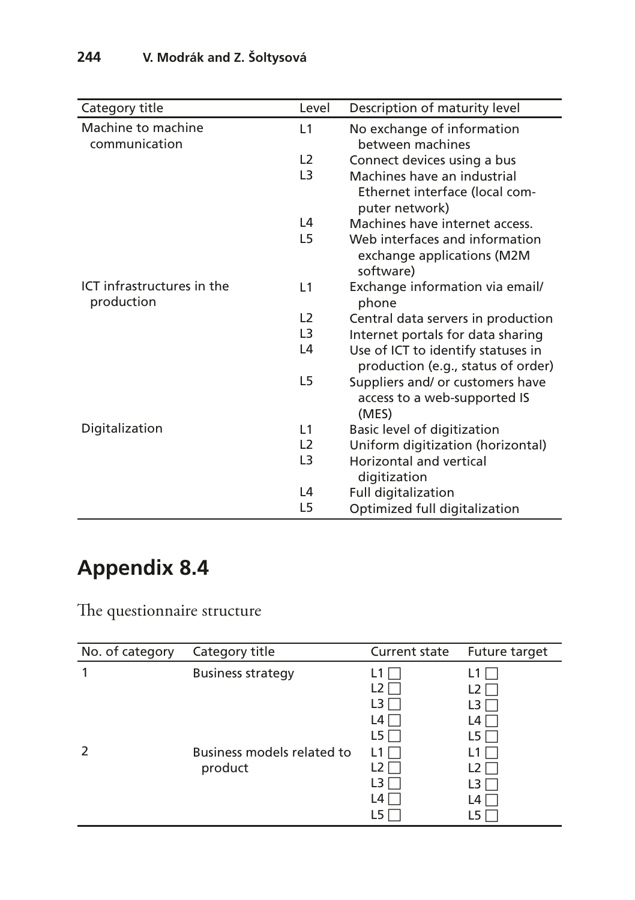| Category title | Level | Description of maturity level |
|---|---|---|
| Machine to machine communication | L1 | No exchange of information between machines |
| | L2 | Connect devices using a bus |
| | L3 | Machines have an industrial Ethernet interface (local computer network) |
| | L4 | Machines have internet access. |
| | L5 | Web interfaces and information exchange applications (M2M software) |
| ICT infrastructures in the production | L1 | Exchange information via email/ phone |
| | L2 | Central data servers in production |
| | L3 | Internet portals for data sharing |
| | L4 | Use of ICT to identify statuses in production (e.g., status of order) |
| | L5 | Suppliers and/ or customers have access to a web-supported IS (MES) |
| Digitalization | L1 | Basic level of digitization |
| | L2 | Uniform digitization (horizontal) |
| | L3 | Horizontal and vertical digitization |
| | L4 | Full digitalization |
| | L5 | Optimized full digitalization |

# Appendix 8.4

The questionnaire structure

| No. of category | Category title | Current state | Future target |
|---|---|---|---|
| 1 | Business strategy | L1 ☐ | L1 ☐ |
| | | L2 ☐ | L2 ☐ |
| | | L3 ☐ | L3 ☐ |
| | | L4 ☐ | L4 ☐ |
| | | L5 ☐ | L5 ☐ |
| 2 | Business models related to product | L1 ☐ | L1 ☐ |
| | | L2 ☐ | L2 ☐ |
| | | L3 ☐ | L3 ☐ |
| | | L4 ☐ | L4 ☐ |
| | | L5 ☐ | L5 ☐ |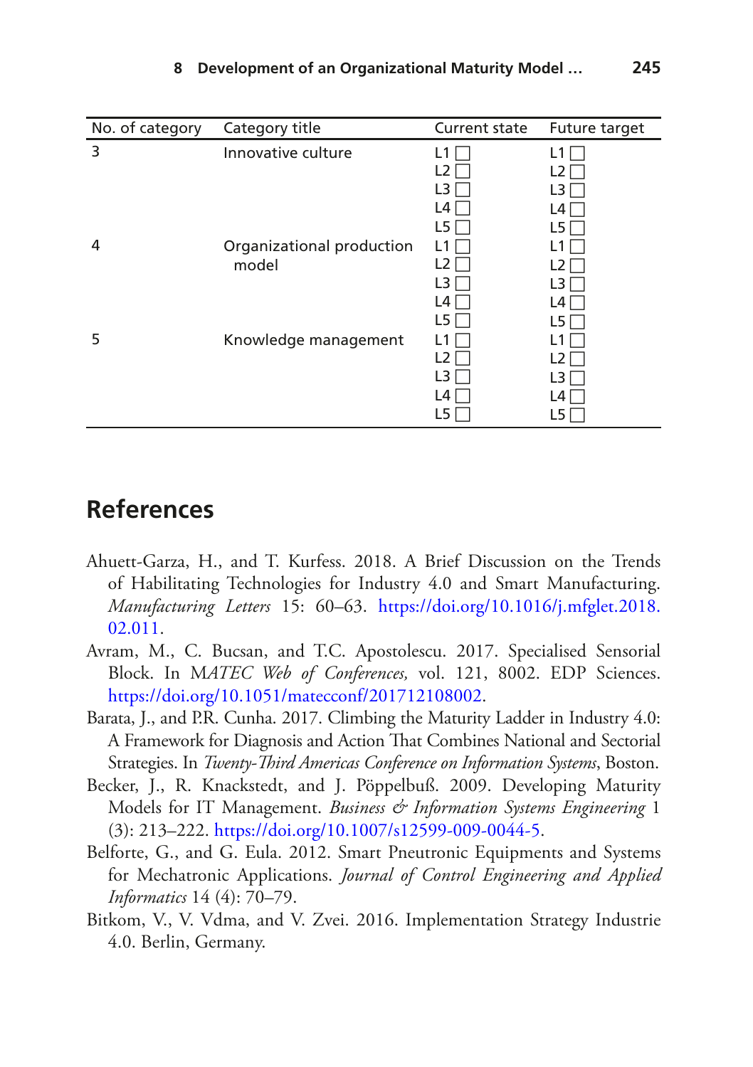| No. of category | Category title | Current state | Future target |
|---|---|---|---|
| 3 | Innovative culture | L1 ☐<br>L2 ☐<br>L3 ☐<br>L4 ☐<br>L5 ☐ | L1 ☐<br>L2 ☐<br>L3 ☐<br>L4 ☐<br>L5 ☐ |
| 4 | Organizational production model | L1 ☐<br>L2 ☐<br>L3 ☐<br>L4 ☐<br>L5 ☐ | L1 ☐<br>L2 ☐<br>L3 ☐<br>L4 ☐<br>L5 ☐ |
| 5 | Knowledge management | L1 ☐<br>L2 ☐<br>L3 ☐<br>L4 ☐<br>L5 ☐ | L1 ☐<br>L2 ☐<br>L3 ☐<br>L4 ☐<br>L5 ☐ |

## References

Ahuett-Garza, H., and T. Kurfess. 2018. A Brief Discussion on the Trends of Habilitating Technologies for Industry 4.0 and Smart Manufacturing. *Manufacturing Letters* 15: 60–63. https://doi.org/10.1016/j.mfglet.2018.02.011.

Avram, M., C. Bucsan, and T.C. Apostolescu. 2017. Specialised Sensorial Block. In *MATEC Web of Conferences,* vol. 121, 8002. EDP Sciences. https://doi.org/10.1051/matecconf/201712108002.

Barata, J., and P.R. Cunha. 2017. Climbing the Maturity Ladder in Industry 4.0: A Framework for Diagnosis and Action That Combines National and Sectorial Strategies. In *Twenty-Third Americas Conference on Information Systems*, Boston.

Becker, J., R. Knackstedt, and J. Pöppelbuß. 2009. Developing Maturity Models for IT Management. *Business & Information Systems Engineering* 1 (3): 213–222. https://doi.org/10.1007/s12599-009-0044-5.

Belforte, G., and G. Eula. 2012. Smart Pneutronic Equipments and Systems for Mechatronic Applications. *Journal of Control Engineering and Applied Informatics* 14 (4): 70–79.

Bitkom, V., V. Vdma, and V. Zvei. 2016. Implementation Strategy Industrie 4.0. Berlin, Germany.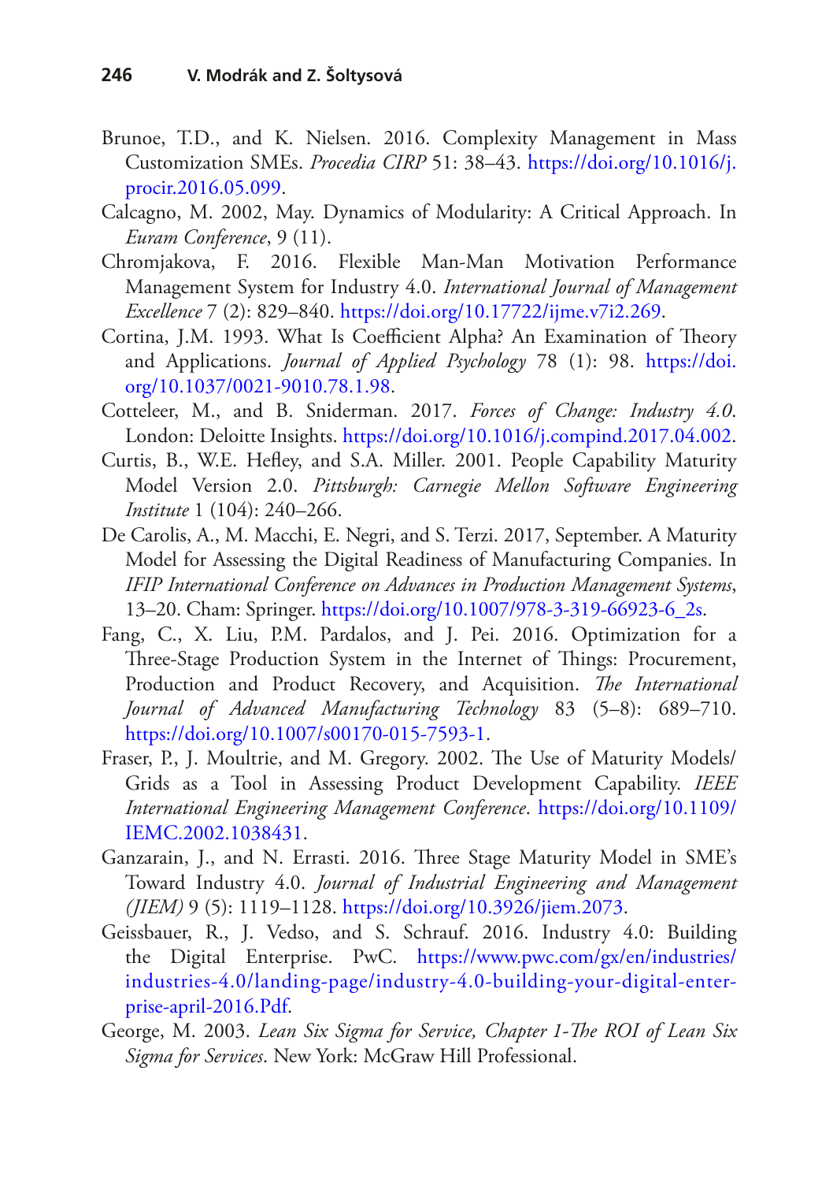Brunoe, T.D., and K. Nielsen. 2016. Complexity Management in Mass Customization SMEs. *Procedia CIRP* 51: 38–43. https://doi.org/10.1016/j.procir.2016.05.099.

Calcagno, M. 2002, May. Dynamics of Modularity: A Critical Approach. In *Euram Conference*, 9 (11).

Chromjakova, F. 2016. Flexible Man-Man Motivation Performance Management System for Industry 4.0. *International Journal of Management Excellence* 7 (2): 829–840. https://doi.org/10.17722/ijme.v7i2.269.

Cortina, J.M. 1993. What Is Coefficient Alpha? An Examination of Theory and Applications. *Journal of Applied Psychology* 78 (1): 98. https://doi.org/10.1037/0021-9010.78.1.98.

Cotteleer, M., and B. Sniderman. 2017. *Forces of Change: Industry 4.0*. London: Deloitte Insights. https://doi.org/10.1016/j.compind.2017.04.002.

Curtis, B., W.E. Hefley, and S.A. Miller. 2001. People Capability Maturity Model Version 2.0. *Pittsburgh: Carnegie Mellon Software Engineering Institute* 1 (104): 240–266.

De Carolis, A., M. Macchi, E. Negri, and S. Terzi. 2017, September. A Maturity Model for Assessing the Digital Readiness of Manufacturing Companies. In *IFIP International Conference on Advances in Production Management Systems*, 13–20. Cham: Springer. https://doi.org/10.1007/978-3-319-66923-6_2s.

Fang, C., X. Liu, P.M. Pardalos, and J. Pei. 2016. Optimization for a Three-Stage Production System in the Internet of Things: Procurement, Production and Product Recovery, and Acquisition. *The International Journal of Advanced Manufacturing Technology* 83 (5–8): 689–710. https://doi.org/10.1007/s00170-015-7593-1.

Fraser, P., J. Moultrie, and M. Gregory. 2002. The Use of Maturity Models/Grids as a Tool in Assessing Product Development Capability. *IEEE International Engineering Management Conference*. https://doi.org/10.1109/IEMC.2002.1038431.

Ganzarain, J., and N. Errasti. 2016. Three Stage Maturity Model in SME's Toward Industry 4.0. *Journal of Industrial Engineering and Management (JIEM)* 9 (5): 1119–1128. https://doi.org/10.3926/jiem.2073.

Geissbauer, R., J. Vedso, and S. Schrauf. 2016. Industry 4.0: Building the Digital Enterprise. PwC. https://www.pwc.com/gx/en/industries/industries-4.0/landing-page/industry-4.0-building-your-digital-enterprise-april-2016.Pdf.

George, M. 2003. *Lean Six Sigma for Service, Chapter 1-The ROI of Lean Six Sigma for Services*. New York: McGraw Hill Professional.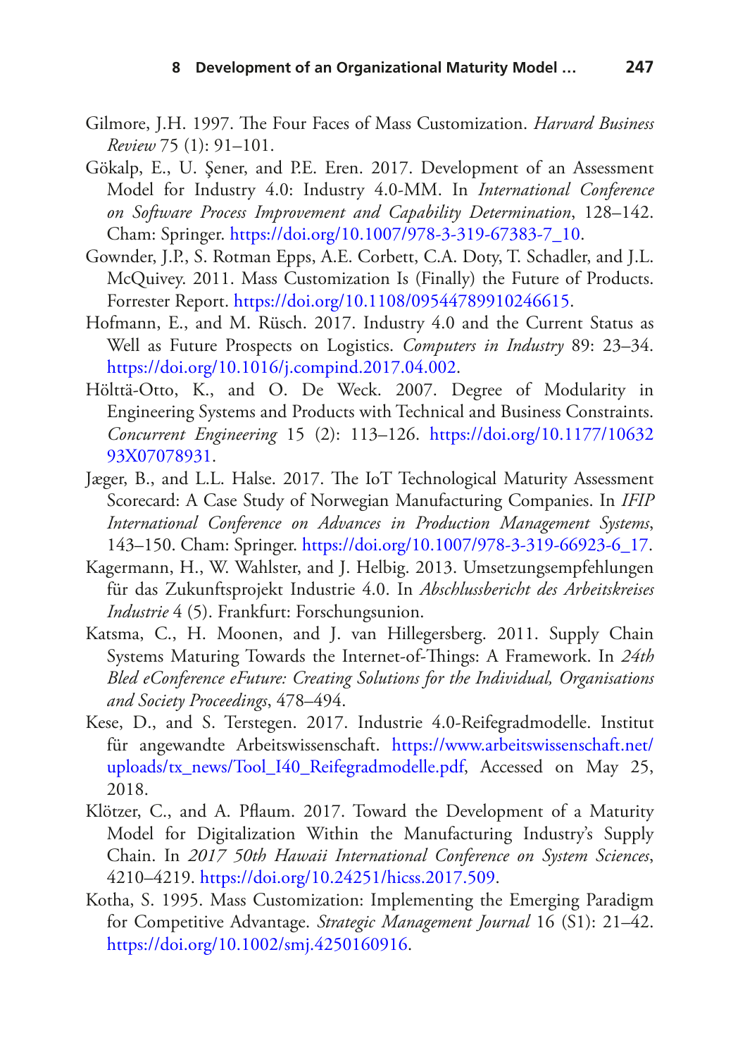Gilmore, J.H. 1997. The Four Faces of Mass Customization. *Harvard Business Review* 75 (1): 91–101.

Gökalp, E., U. Şener, and P.E. Eren. 2017. Development of an Assessment Model for Industry 4.0: Industry 4.0-MM. In *International Conference on Software Process Improvement and Capability Determination*, 128–142. Cham: Springer. https://doi.org/10.1007/978-3-319-67383-7_10.

Gownder, J.P., S. Rotman Epps, A.E. Corbett, C.A. Doty, T. Schadler, and J.L. McQuivey. 2011. Mass Customization Is (Finally) the Future of Products. Forrester Report. https://doi.org/10.1108/09544789910246615.

Hofmann, E., and M. Rüsch. 2017. Industry 4.0 and the Current Status as Well as Future Prospects on Logistics. *Computers in Industry* 89: 23–34. https://doi.org/10.1016/j.compind.2017.04.002.

Hölttä-Otto, K., and O. De Weck. 2007. Degree of Modularity in Engineering Systems and Products with Technical and Business Constraints. *Concurrent Engineering* 15 (2): 113–126. https://doi.org/10.1177/1063293X07078931.

Jæger, B., and L.L. Halse. 2017. The IoT Technological Maturity Assessment Scorecard: A Case Study of Norwegian Manufacturing Companies. In *IFIP International Conference on Advances in Production Management Systems*, 143–150. Cham: Springer. https://doi.org/10.1007/978-3-319-66923-6_17.

Kagermann, H., W. Wahlster, and J. Helbig. 2013. Umsetzungsempfehlungen für das Zukunftsprojekt Industrie 4.0. In *Abschlussbericht des Arbeitskreises Industrie* 4 (5). Frankfurt: Forschungsunion.

Katsma, C., H. Moonen, and J. van Hillegersberg. 2011. Supply Chain Systems Maturing Towards the Internet-of-Things: A Framework. In *24th Bled eConference eFuture: Creating Solutions for the Individual, Organisations and Society Proceedings*, 478–494.

Kese, D., and S. Terstegen. 2017. Industrie 4.0-Reifegradmodelle. Institut für angewandte Arbeitswissenschaft. https://www.arbeitswissenschaft.net/uploads/tx_news/Tool_I40_Reifegradmodelle.pdf, Accessed on May 25, 2018.

Klötzer, C., and A. Pflaum. 2017. Toward the Development of a Maturity Model for Digitalization Within the Manufacturing Industry's Supply Chain. In *2017 50th Hawaii International Conference on System Sciences*, 4210–4219. https://doi.org/10.24251/hicss.2017.509.

Kotha, S. 1995. Mass Customization: Implementing the Emerging Paradigm for Competitive Advantage. *Strategic Management Journal* 16 (S1): 21–42. https://doi.org/10.1002/smj.4250160916.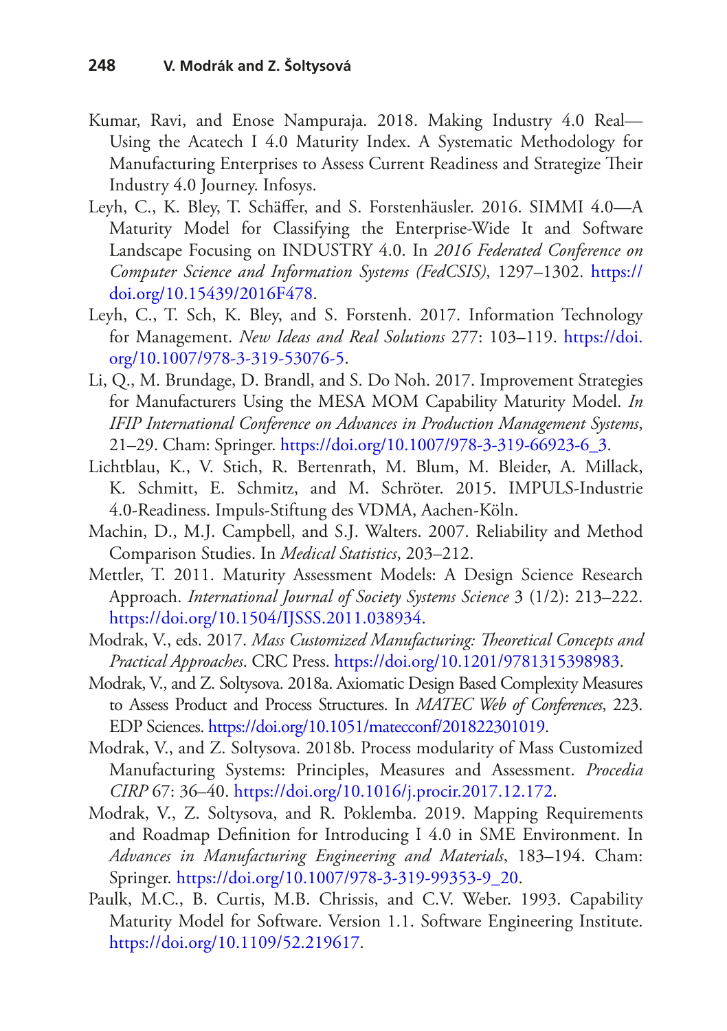Kumar, Ravi, and Enose Nampuraja. 2018. Making Industry 4.0 Real—Using the Acatech I 4.0 Maturity Index. A Systematic Methodology for Manufacturing Enterprises to Assess Current Readiness and Strategize Their Industry 4.0 Journey. Infosys.

Leyh, C., K. Bley, T. Schäffer, and S. Forstenhäusler. 2016. SIMMI 4.0—A Maturity Model for Classifying the Enterprise-Wide It and Software Landscape Focusing on INDUSTRY 4.0. In *2016 Federated Conference on Computer Science and Information Systems (FedCSIS)*, 1297–1302. https://doi.org/10.15439/2016F478.

Leyh, C., T. Sch, K. Bley, and S. Forstenh. 2017. Information Technology for Management. *New Ideas and Real Solutions* 277: 103–119. https://doi.org/10.1007/978-3-319-53076-5.

Li, Q., M. Brundage, D. Brandl, and S. Do Noh. 2017. Improvement Strategies for Manufacturers Using the MESA MOM Capability Maturity Model. *In IFIP International Conference on Advances in Production Management Systems*, 21–29. Cham: Springer. https://doi.org/10.1007/978-3-319-66923-6_3.

Lichtblau, K., V. Stich, R. Bertenrath, M. Blum, M. Bleider, A. Millack, K. Schmitt, E. Schmitz, and M. Schröter. 2015. IMPULS-Industrie 4.0-Readiness. Impuls-Stiftung des VDMA, Aachen-Köln.

Machin, D., M.J. Campbell, and S.J. Walters. 2007. Reliability and Method Comparison Studies. In *Medical Statistics*, 203–212.

Mettler, T. 2011. Maturity Assessment Models: A Design Science Research Approach. *International Journal of Society Systems Science* 3 (1/2): 213–222. https://doi.org/10.1504/IJSSS.2011.038934.

Modrak, V., eds. 2017. *Mass Customized Manufacturing: Theoretical Concepts and Practical Approaches*. CRC Press. https://doi.org/10.1201/9781315398983.

Modrak, V., and Z. Soltysova. 2018a. Axiomatic Design Based Complexity Measures to Assess Product and Process Structures. In *MATEC Web of Conferences*, 223. EDP Sciences. https://doi.org/10.1051/matecconf/201822301019.

Modrak, V., and Z. Soltysova. 2018b. Process modularity of Mass Customized Manufacturing Systems: Principles, Measures and Assessment. *Procedia CIRP* 67: 36–40. https://doi.org/10.1016/j.procir.2017.12.172.

Modrak, V., Z. Soltysova, and R. Poklemba. 2019. Mapping Requirements and Roadmap Definition for Introducing I 4.0 in SME Environment. In *Advances in Manufacturing Engineering and Materials*, 183–194. Cham: Springer. https://doi.org/10.1007/978-3-319-99353-9_20.

Paulk, M.C., B. Curtis, M.B. Chrissis, and C.V. Weber. 1993. Capability Maturity Model for Software. Version 1.1. Software Engineering Institute. https://doi.org/10.1109/52.219617.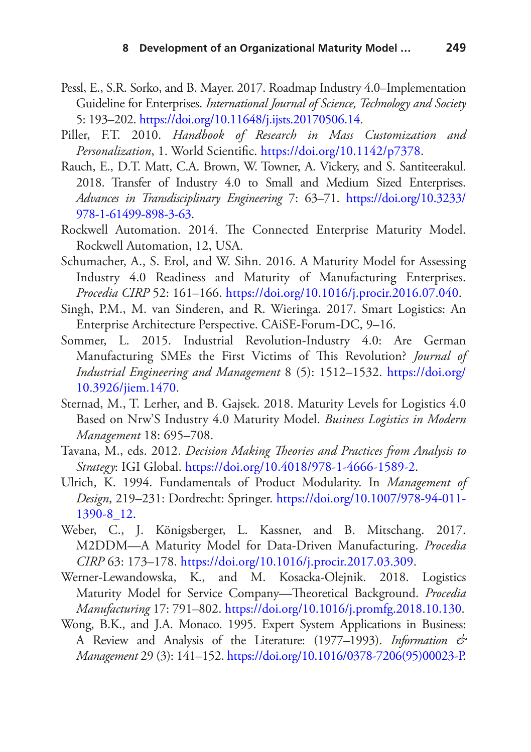Pessl, E., S.R. Sorko, and B. Mayer. 2017. Roadmap Industry 4.0–Implementation Guideline for Enterprises. *International Journal of Science, Technology and Society* 5: 193–202. https://doi.org/10.11648/j.ijsts.20170506.14.

Piller, F.T. 2010. *Handbook of Research in Mass Customization and Personalization*, 1. World Scientific. https://doi.org/10.1142/p7378.

Rauch, E., D.T. Matt, C.A. Brown, W. Towner, A. Vickery, and S. Santiteerakul. 2018. Transfer of Industry 4.0 to Small and Medium Sized Enterprises. *Advances in Transdisciplinary Engineering* 7: 63–71. https://doi.org/10.3233/978-1-61499-898-3-63.

Rockwell Automation. 2014. The Connected Enterprise Maturity Model. Rockwell Automation, 12, USA.

Schumacher, A., S. Erol, and W. Sihn. 2016. A Maturity Model for Assessing Industry 4.0 Readiness and Maturity of Manufacturing Enterprises. *Procedia CIRP* 52: 161–166. https://doi.org/10.1016/j.procir.2016.07.040.

Singh, P.M., M. van Sinderen, and R. Wieringa. 2017. Smart Logistics: An Enterprise Architecture Perspective. CAiSE-Forum-DC, 9–16.

Sommer, L. 2015. Industrial Revolution-Industry 4.0: Are German Manufacturing SMEs the First Victims of This Revolution? *Journal of Industrial Engineering and Management* 8 (5): 1512–1532. https://doi.org/10.3926/jiem.1470.

Sternad, M., T. Lerher, and B. Gajsek. 2018. Maturity Levels for Logistics 4.0 Based on Nrw'S Industry 4.0 Maturity Model. *Business Logistics in Modern Management* 18: 695–708.

Tavana, M., eds. 2012. *Decision Making Theories and Practices from Analysis to Strategy*: IGI Global. https://doi.org/10.4018/978-1-4666-1589-2.

Ulrich, K. 1994. Fundamentals of Product Modularity. In *Management of Design*, 219–231: Dordrecht: Springer. https://doi.org/10.1007/978-94-011-1390-8_12.

Weber, C., J. Königsberger, L. Kassner, and B. Mitschang. 2017. M2DDM—A Maturity Model for Data-Driven Manufacturing. *Procedia CIRP* 63: 173–178. https://doi.org/10.1016/j.procir.2017.03.309.

Werner-Lewandowska, K., and M. Kosacka-Olejnik. 2018. Logistics Maturity Model for Service Company—Theoretical Background. *Procedia Manufacturing* 17: 791–802. https://doi.org/10.1016/j.promfg.2018.10.130.

Wong, B.K., and J.A. Monaco. 1995. Expert System Applications in Business: A Review and Analysis of the Literature: (1977–1993). *Information & Management* 29 (3): 141–152. https://doi.org/10.1016/0378-7206(95)00023-P.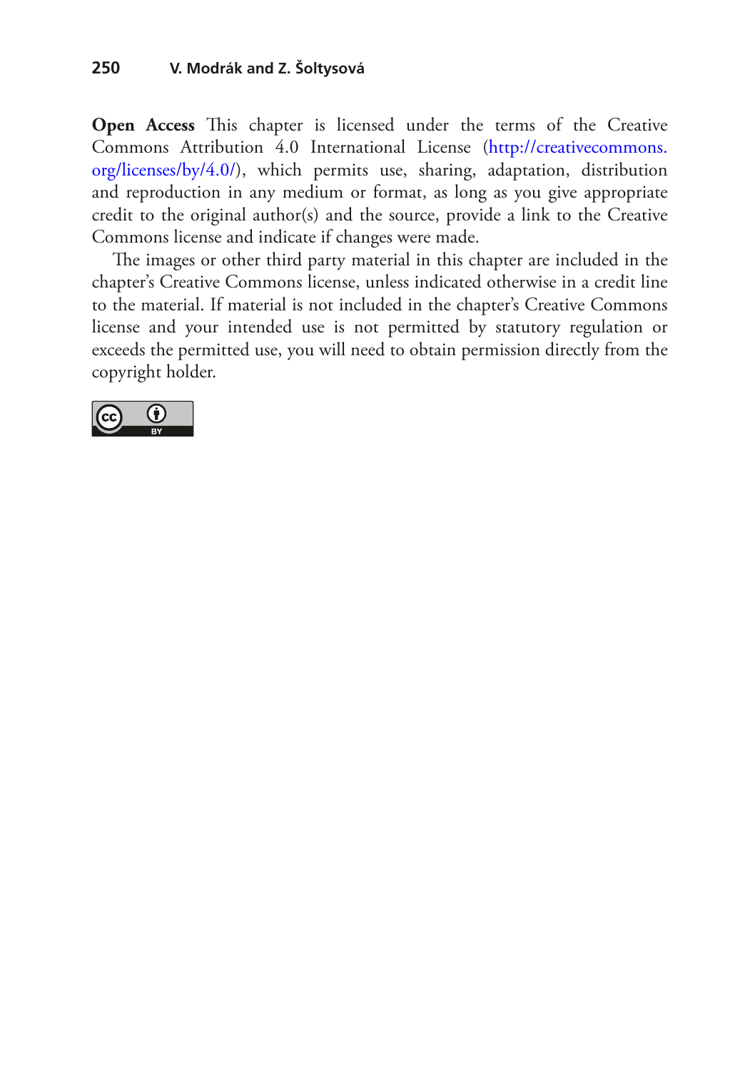**Open Access** This chapter is licensed under the terms of the Creative Commons Attribution 4.0 International License (http://creativecommons.org/licenses/by/4.0/), which permits use, sharing, adaptation, distribution and reproduction in any medium or format, as long as you give appropriate credit to the original author(s) and the source, provide a link to the Creative Commons license and indicate if changes were made.

The images or other third party material in this chapter are included in the chapter's Creative Commons license, unless indicated otherwise in a credit line to the material. If material is not included in the chapter's Creative Commons license and your intended use is not permitted by statutory regulation or exceeds the permitted use, you will need to obtain permission directly from the copyright holder.